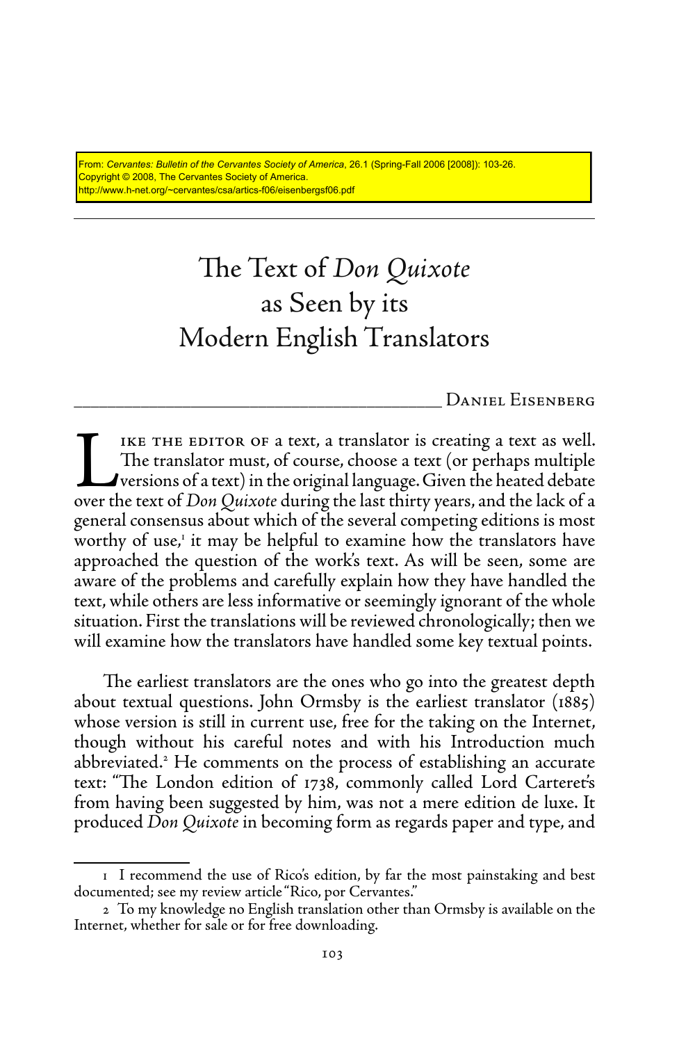From: *Cervantes: Bulletin of the Cervantes Society of America*, 26.1 (Spring-Fall 2006 [2008]): 103-26.
Copyright © 2008, The Cervantes Society of America.
http://www.h-net.org/~cervantes/csa/artics-f06/eisenbergsf06.pdf

# The Text of *Don Quixote* as Seen by its Modern English Translators

DANIEL EISENBERG

Like the editor of a text, a translator is creating a text as well. The translator must, of course, choose a text (or perhaps multiple versions of a text) in the original language. Given the heated debate over the text of *Don Quixote* during the last thirty years, and the lack of a general consensus about which of the several competing editions is most worthy of use,[1] it may be helpful to examine how the translators have approached the question of the work's text. As will be seen, some are aware of the problems and carefully explain how they have handled the text, while others are less informative or seemingly ignorant of the whole situation. First the translations will be reviewed chronologically; then we will examine how the translators have handled some key textual points.

The earliest translators are the ones who go into the greatest depth about textual questions. John Ormsby is the earliest translator (1885) whose version is still in current use, free for the taking on the Internet, though without his careful notes and with his Introduction much abbreviated.[2] He comments on the process of establishing an accurate text: "The London edition of 1738, commonly called Lord Carteret's from having been suggested by him, was not a mere edition de luxe. It produced *Don Quixote* in becoming form as regards paper and type, and

1 I recommend the use of Rico's edition, by far the most painstaking and best documented; see my review article "Rico, por Cervantes."

2 To my knowledge no English translation other than Ormsby is available on the Internet, whether for sale or for free downloading.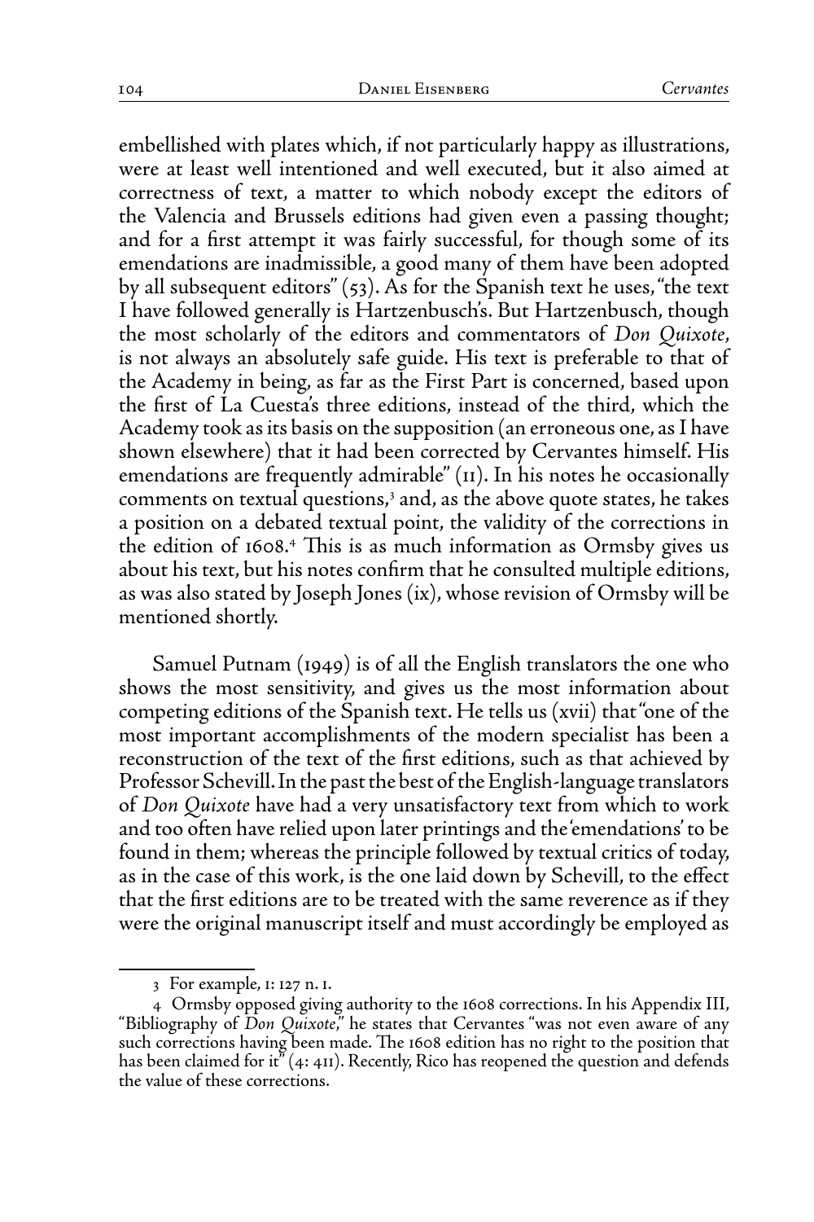embellished with plates which, if not particularly happy as illustrations, were at least well intentioned and well executed, but it also aimed at correctness of text, a matter to which nobody except the editors of the Valencia and Brussels editions had given even a passing thought; and for a first attempt it was fairly successful, for though some of its emendations are inadmissible, a good many of them have been adopted by all subsequent editors" (53). As for the Spanish text he uses, "the text I have followed generally is Hartzenbusch's. But Hartzenbusch, though the most scholarly of the editors and commentators of *Don Quixote*, is not always an absolutely safe guide. His text is preferable to that of the Academy in being, as far as the First Part is concerned, based upon the first of La Cuesta's three editions, instead of the third, which the Academy took as its basis on the supposition (an erroneous one, as I have shown elsewhere) that it had been corrected by Cervantes himself. His emendations are frequently admirable" (11). In his notes he occasionally comments on textual questions,[3] and, as the above quote states, he takes a position on a debated textual point, the validity of the corrections in the edition of 1608.[4] This is as much information as Ormsby gives us about his text, but his notes confirm that he consulted multiple editions, as was also stated by Joseph Jones (ix), whose revision of Ormsby will be mentioned shortly.

Samuel Putnam (1949) is of all the English translators the one who shows the most sensitivity, and gives us the most information about competing editions of the Spanish text. He tells us (xvii) that "one of the most important accomplishments of the modern specialist has been a reconstruction of the text of the first editions, such as that achieved by Professor Schevill. In the past the best of the English-language translators of *Don Quixote* have had a very unsatisfactory text from which to work and too often have relied upon later printings and the 'emendations' to be found in them; whereas the principle followed by textual critics of today, as in the case of this work, is the one laid down by Schevill, to the effect that the first editions are to be treated with the same reverence as if they were the original manuscript itself and must accordingly be employed as

---

3 For example, 1: 127 n. 1.

4 Ormsby opposed giving authority to the 1608 corrections. In his Appendix III, "Bibliography of *Don Quixote*," he states that Cervantes "was not even aware of any such corrections having been made. The 1608 edition has no right to the position that has been claimed for it" (4: 411). Recently, Rico has reopened the question and defends the value of these corrections.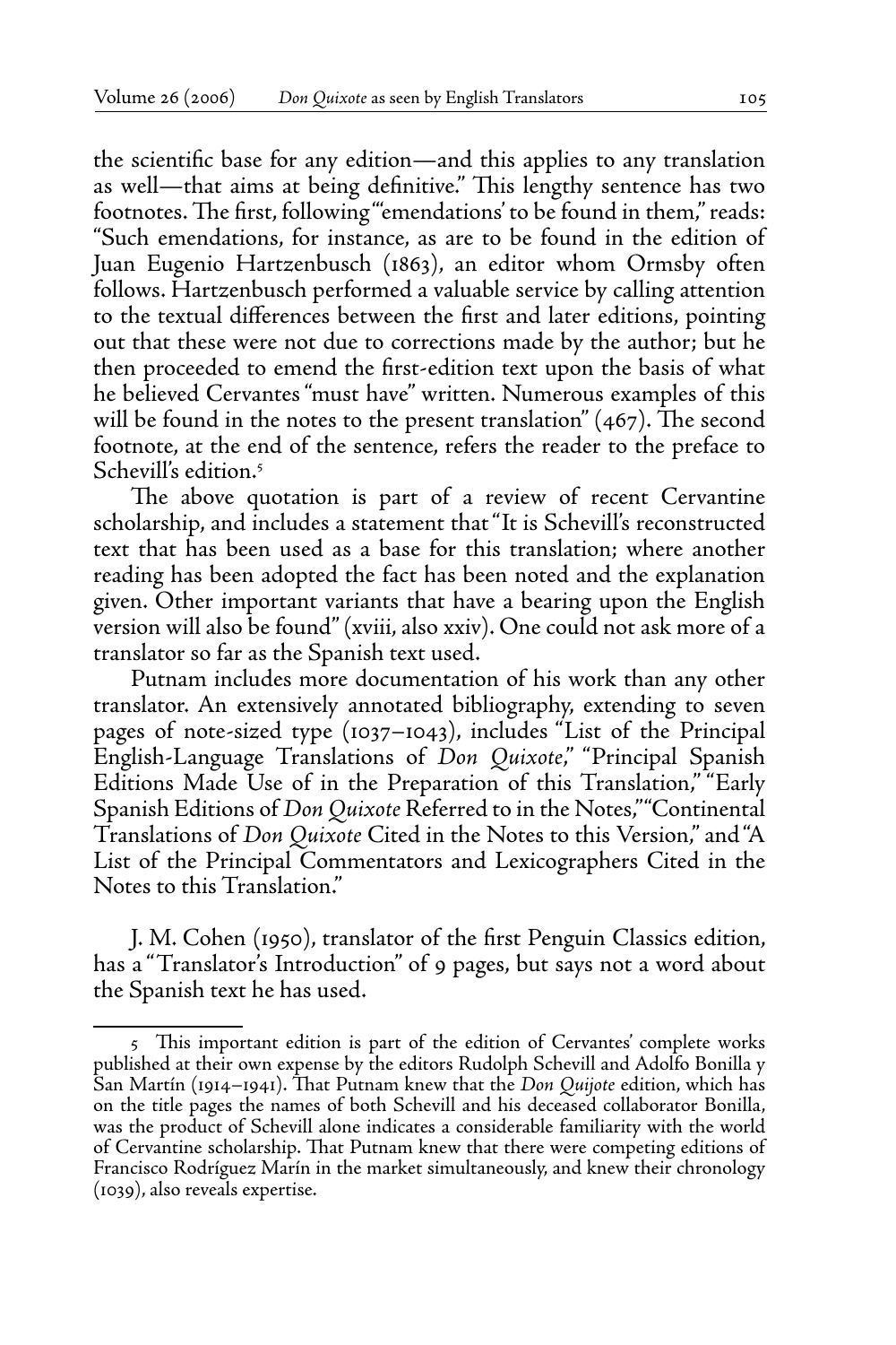the scientific base for any edition—and this applies to any translation as well—that aims at being definitive." This lengthy sentence has two footnotes. The first, following "'emendations' to be found in them," reads: "Such emendations, for instance, as are to be found in the edition of Juan Eugenio Hartzenbusch (1863), an editor whom Ormsby often follows. Hartzenbusch performed a valuable service by calling attention to the textual differences between the first and later editions, pointing out that these were not due to corrections made by the author; but he then proceeded to emend the first-edition text upon the basis of what he believed Cervantes "must have" written. Numerous examples of this will be found in the notes to the present translation" (467). The second footnote, at the end of the sentence, refers the reader to the preface to Schevill's edition.[5]

The above quotation is part of a review of recent Cervantine scholarship, and includes a statement that "It is Schevill's reconstructed text that has been used as a base for this translation; where another reading has been adopted the fact has been noted and the explanation given. Other important variants that have a bearing upon the English version will also be found" (xviii, also xxiv). One could not ask more of a translator so far as the Spanish text used.

Putnam includes more documentation of his work than any other translator. An extensively annotated bibliography, extending to seven pages of note-sized type (1037–1043), includes "List of the Principal English-Language Translations of *Don Quixote*," "Principal Spanish Editions Made Use of in the Preparation of this Translation," "Early Spanish Editions of *Don Quixote* Referred to in the Notes," "Continental Translations of *Don Quixote* Cited in the Notes to this Version," and "A List of the Principal Commentators and Lexicographers Cited in the Notes to this Translation."

J. M. Cohen (1950), translator of the first Penguin Classics edition, has a "Translator's Introduction" of 9 pages, but says not a word about the Spanish text he has used.

---

5 This important edition is part of the edition of Cervantes' complete works published at their own expense by the editors Rudolph Schevill and Adolfo Bonilla y San Martín (1914–1941). That Putnam knew that the *Don Quijote* edition, which has on the title pages the names of both Schevill and his deceased collaborator Bonilla, was the product of Schevill alone indicates a considerable familiarity with the world of Cervantine scholarship. That Putnam knew that there were competing editions of Francisco Rodríguez Marín in the market simultaneously, and knew their chronology (1039), also reveals expertise.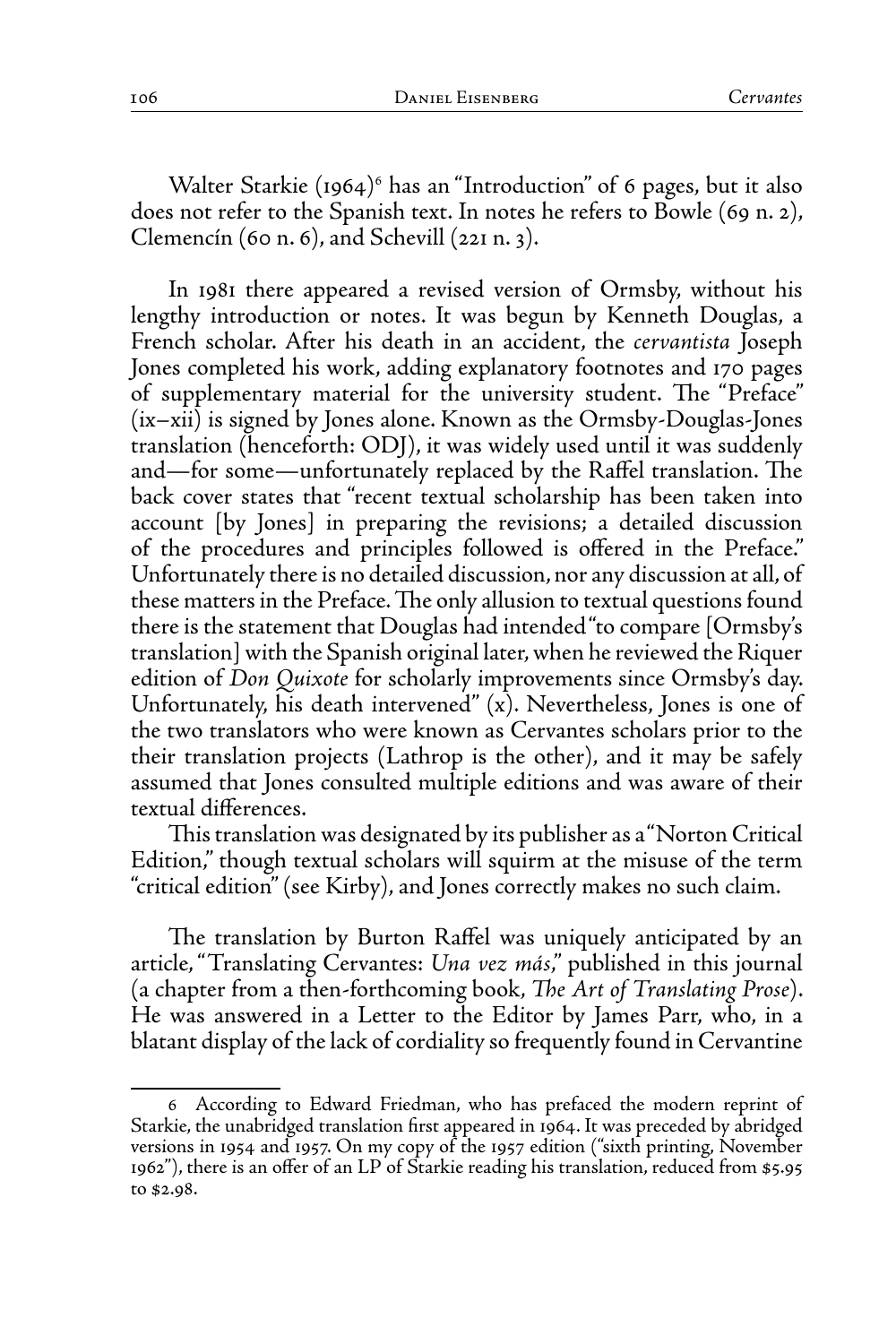Walter Starkie (1964)[6] has an "Introduction" of 6 pages, but it also does not refer to the Spanish text. In notes he refers to Bowle (69 n. 2), Clemencín (60 n. 6), and Schevill (221 n. 3).

In 1981 there appeared a revised version of Ormsby, without his lengthy introduction or notes. It was begun by Kenneth Douglas, a French scholar. After his death in an accident, the *cervantista* Joseph Jones completed his work, adding explanatory footnotes and 170 pages of supplementary material for the university student. The "Preface" (ix–xii) is signed by Jones alone. Known as the Ormsby-Douglas-Jones translation (henceforth: ODJ), it was widely used until it was suddenly and—for some—unfortunately replaced by the Raffel translation. The back cover states that "recent textual scholarship has been taken into account [by Jones] in preparing the revisions; a detailed discussion of the procedures and principles followed is offered in the Preface." Unfortunately there is no detailed discussion, nor any discussion at all, of these matters in the Preface. The only allusion to textual questions found there is the statement that Douglas had intended "to compare [Ormsby's translation] with the Spanish original later, when he reviewed the Riquer edition of *Don Quixote* for scholarly improvements since Ormsby's day. Unfortunately, his death intervened" (x). Nevertheless, Jones is one of the two translators who were known as Cervantes scholars prior to the their translation projects (Lathrop is the other), and it may be safely assumed that Jones consulted multiple editions and was aware of their textual differences.

This translation was designated by its publisher as a "Norton Critical Edition," though textual scholars will squirm at the misuse of the term "critical edition" (see Kirby), and Jones correctly makes no such claim.

The translation by Burton Raffel was uniquely anticipated by an article, "Translating Cervantes: *Una vez más*," published in this journal (a chapter from a then-forthcoming book, *The Art of Translating Prose*). He was answered in a Letter to the Editor by James Parr, who, in a blatant display of the lack of cordiality so frequently found in Cervantine

---

6 According to Edward Friedman, who has prefaced the modern reprint of Starkie, the unabridged translation first appeared in 1964. It was preceded by abridged versions in 1954 and 1957. On my copy of the 1957 edition ("sixth printing, November 1962"), there is an offer of an LP of Starkie reading his translation, reduced from $5.95 to $2.98.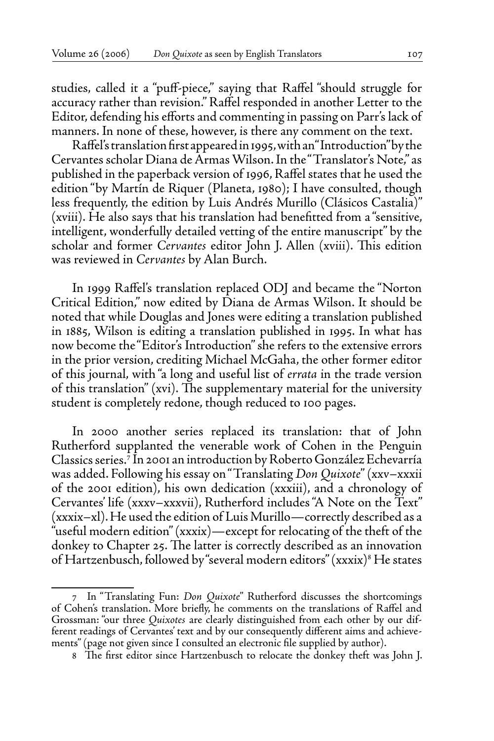studies, called it a "puff-piece," saying that Raffel "should struggle for accuracy rather than revision." Raffel responded in another Letter to the Editor, defending his efforts and commenting in passing on Parr's lack of manners. In none of these, however, is there any comment on the text.

Raffel's translation first appeared in 1995, with an "Introduction" by the Cervantes scholar Diana de Armas Wilson. In the "Translator's Note," as published in the paperback version of 1996, Raffel states that he used the edition "by Martín de Riquer (Planeta, 1980); I have consulted, though less frequently, the edition by Luis Andrés Murillo (Clásicos Castalia)" (xviii). He also says that his translation had benefitted from a "sensitive, intelligent, wonderfully detailed vetting of the entire manuscript" by the scholar and former *Cervantes* editor John J. Allen (xviii). This edition was reviewed in *Cervantes* by Alan Burch.

In 1999 Raffel's translation replaced ODJ and became the "Norton Critical Edition," now edited by Diana de Armas Wilson. It should be noted that while Douglas and Jones were editing a translation published in 1885, Wilson is editing a translation published in 1995. In what has now become the "Editor's Introduction" she refers to the extensive errors in the prior version, crediting Michael McGaha, the other former editor of this journal, with "a long and useful list of *errata* in the trade version of this translation" (xvi). The supplementary material for the university student is completely redone, though reduced to 100 pages.

In 2000 another series replaced its translation: that of John Rutherford supplanted the venerable work of Cohen in the Penguin Classics series.[7] In 2001 an introduction by Roberto González Echevarría was added. Following his essay on "Translating *Don Quixote*" (xxv–xxxii of the 2001 edition), his own dedication (xxxiii), and a chronology of Cervantes' life (xxxv–xxxvii), Rutherford includes "A Note on the Text" (xxxix–xl). He used the edition of Luis Murillo—correctly described as a "useful modern edition" (xxxix)—except for relocating of the theft of the donkey to Chapter 25. The latter is correctly described as an innovation of Hartzenbusch, followed by "several modern editors" (xxxix)[8] He states

7 In "Translating Fun: *Don Quixote*" Rutherford discusses the shortcomings of Cohen's translation. More briefly, he comments on the translations of Raffel and Grossman: "our three *Quixotes* are clearly distinguished from each other by our different readings of Cervantes' text and by our consequently different aims and achievements" (page not given since I consulted an electronic file supplied by author).

8 The first editor since Hartzenbusch to relocate the donkey theft was John J.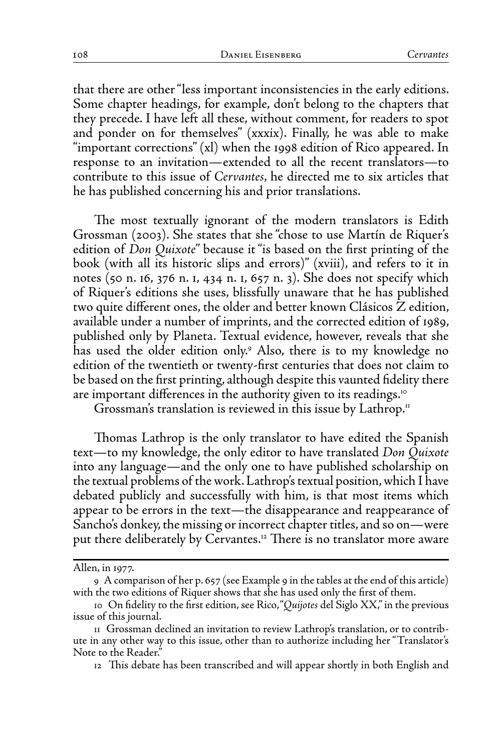that there are other "less important inconsistencies in the early editions. Some chapter headings, for example, don't belong to the chapters that they precede. I have left all these, without comment, for readers to spot and ponder on for themselves" (xxxix). Finally, he was able to make "important corrections" (xl) when the 1998 edition of Rico appeared. In response to an invitation—extended to all the recent translators—to contribute to this issue of *Cervantes*, he directed me to six articles that he has published concerning his and prior translations.

The most textually ignorant of the modern translators is Edith Grossman (2003). She states that she "chose to use Martín de Riquer's edition of *Don Quixote*" because it "is based on the first printing of the book (with all its historic slips and errors)" (xviii), and refers to it in notes (50 n. 16, 376 n. 1, 434 n. 1, 657 n. 3). She does not specify which of Riquer's editions she uses, blissfully unaware that he has published two quite different ones, the older and better known Clásicos Z edition, available under a number of imprints, and the corrected edition of 1989, published only by Planeta. Textual evidence, however, reveals that she has used the older edition only.[9] Also, there is to my knowledge no edition of the twentieth or twenty-first centuries that does not claim to be based on the first printing, although despite this vaunted fidelity there are important differences in the authority given to its readings.[10]

Grossman's translation is reviewed in this issue by Lathrop.[11]

Thomas Lathrop is the only translator to have edited the Spanish text—to my knowledge, the only editor to have translated *Don Quixote* into any language—and the only one to have published scholarship on the textual problems of the work. Lathrop's textual position, which I have debated publicly and successfully with him, is that most items which appear to be errors in the text—the disappearance and reappearance of Sancho's donkey, the missing or incorrect chapter titles, and so on—were put there deliberately by Cervantes.[12] There is no translator more aware

---

Allen, in 1977.

9 A comparison of her p. 657 (see Example 9 in the tables at the end of this article) with the two editions of Riquer shows that she has used only the first of them.

10 On fidelity to the first edition, see Rico, "*Quijotes* del Siglo XX," in the previous issue of this journal.

11 Grossman declined an invitation to review Lathrop's translation, or to contribute in any other way to this issue, other than to authorize including her "Translator's Note to the Reader."

12 This debate has been transcribed and will appear shortly in both English and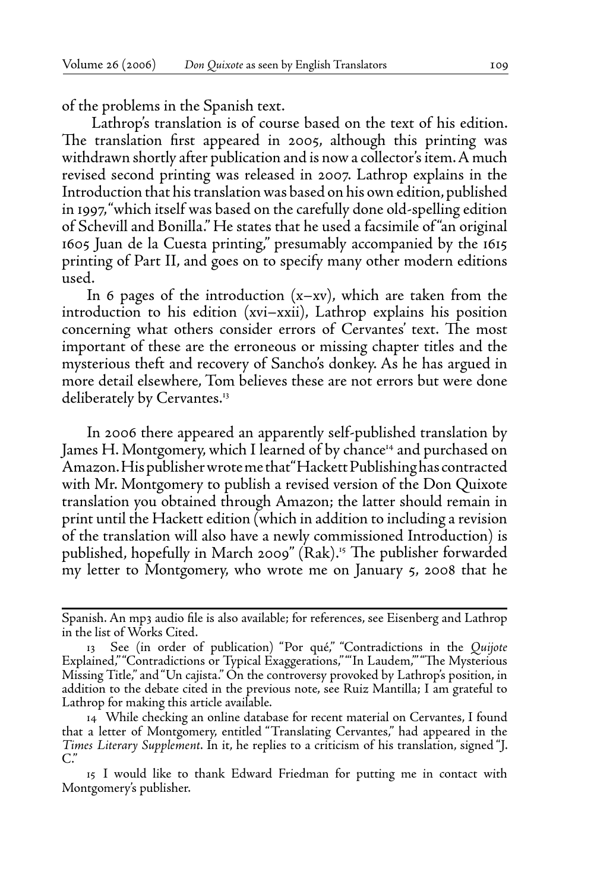of the problems in the Spanish text.

Lathrop's translation is of course based on the text of his edition. The translation first appeared in 2005, although this printing was withdrawn shortly after publication and is now a collector's item. A much revised second printing was released in 2007. Lathrop explains in the Introduction that his translation was based on his own edition, published in 1997, "which itself was based on the carefully done old-spelling edition of Schevill and Bonilla." He states that he used a facsimile of "an original 1605 Juan de la Cuesta printing," presumably accompanied by the 1615 printing of Part II, and goes on to specify many other modern editions used.

In 6 pages of the introduction (x–xv), which are taken from the introduction to his edition (xvi–xxii), Lathrop explains his position concerning what others consider errors of Cervantes' text. The most important of these are the erroneous or missing chapter titles and the mysterious theft and recovery of Sancho's donkey. As he has argued in more detail elsewhere, Tom believes these are not errors but were done deliberately by Cervantes.[13]

In 2006 there appeared an apparently self-published translation by James H. Montgomery, which I learned of by chance[14] and purchased on Amazon. His publisher wrote me that "Hackett Publishing has contracted with Mr. Montgomery to publish a revised version of the Don Quixote translation you obtained through Amazon; the latter should remain in print until the Hackett edition (which in addition to including a revision of the translation will also have a newly commissioned Introduction) is published, hopefully in March 2009" (Rak).[15] The publisher forwarded my letter to Montgomery, who wrote me on January 5, 2008 that he

---

Spanish. An mp3 audio file is also available; for references, see Eisenberg and Lathrop in the list of Works Cited.

13 See (in order of publication) "Por qué," "Contradictions in the *Quijote* Explained," "Contradictions or Typical Exaggerations," "'In Laudem,'" "The Mysterious Missing Title," and "Un cajista." On the controversy provoked by Lathrop's position, in addition to the debate cited in the previous note, see Ruiz Mantilla; I am grateful to Lathrop for making this article available.

14 While checking an online database for recent material on Cervantes, I found that a letter of Montgomery, entitled "Translating Cervantes," had appeared in the *Times Literary Supplement*. In it, he replies to a criticism of his translation, signed "J. C."

15 I would like to thank Edward Friedman for putting me in contact with Montgomery's publisher.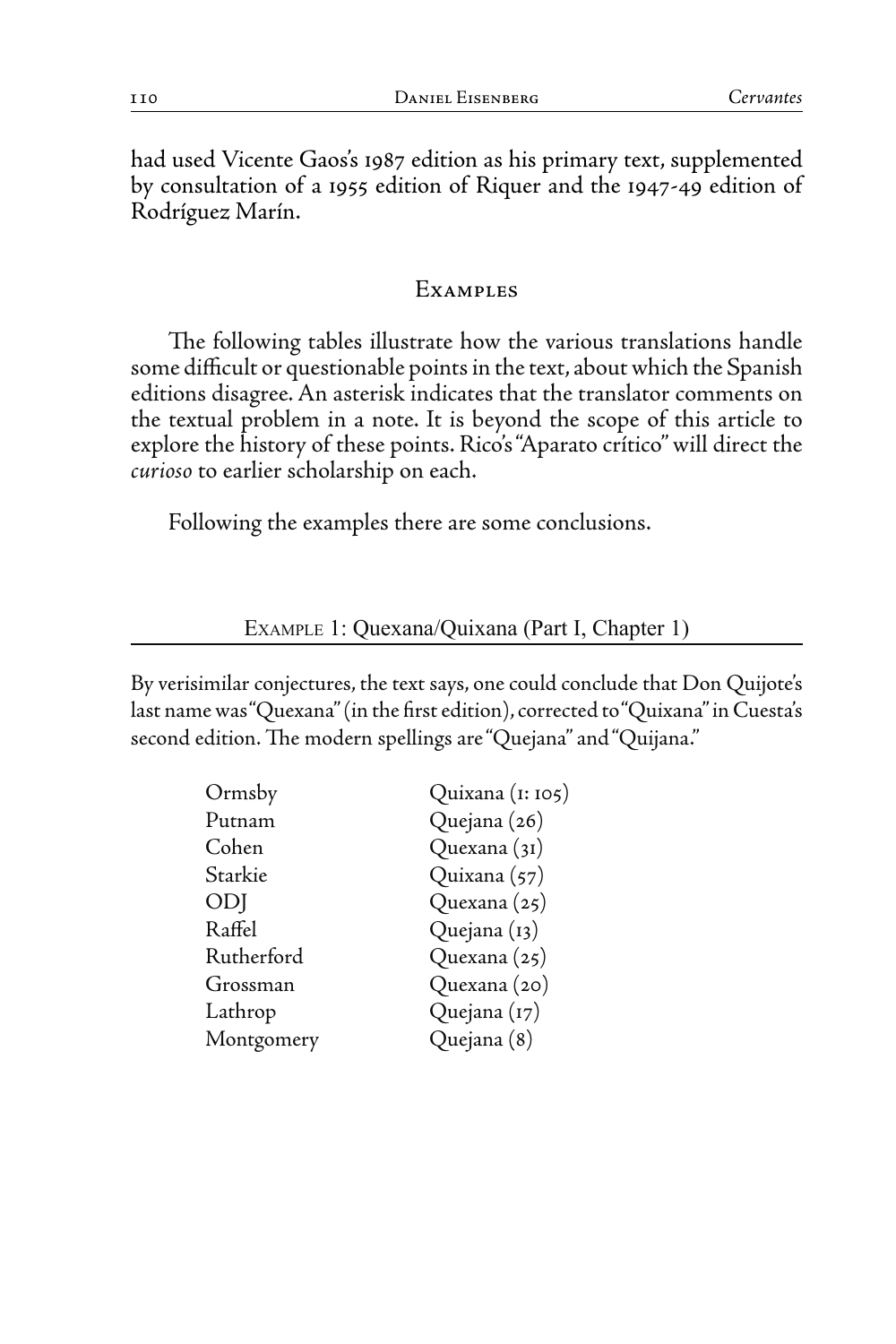had used Vicente Gaos's 1987 edition as his primary text, supplemented by consultation of a 1955 edition of Riquer and the 1947-49 edition of Rodríguez Marín.

## Examples

The following tables illustrate how the various translations handle some difficult or questionable points in the text, about which the Spanish editions disagree. An asterisk indicates that the translator comments on the textual problem in a note. It is beyond the scope of this article to explore the history of these points. Rico's "Aparato crítico" will direct the *curioso* to earlier scholarship on each.

Following the examples there are some conclusions.

### Example 1: Quexana/Quixana (Part I, Chapter 1)

By verisimilar conjectures, the text says, one could conclude that Don Quijote's last name was "Quexana" (in the first edition), corrected to "Quixana" in Cuesta's second edition. The modern spellings are "Quejana" and "Quijana."

| | |
|---|---|
| Ormsby | Quixana (1: 105) |
| Putnam | Quejana (26) |
| Cohen | Quexana (31) |
| Starkie | Quixana (57) |
| ODJ | Quexana (25) |
| Raffel | Quejana (13) |
| Rutherford | Quexana (25) |
| Grossman | Quexana (20) |
| Lathrop | Quejana (17) |
| Montgomery | Quejana (8) |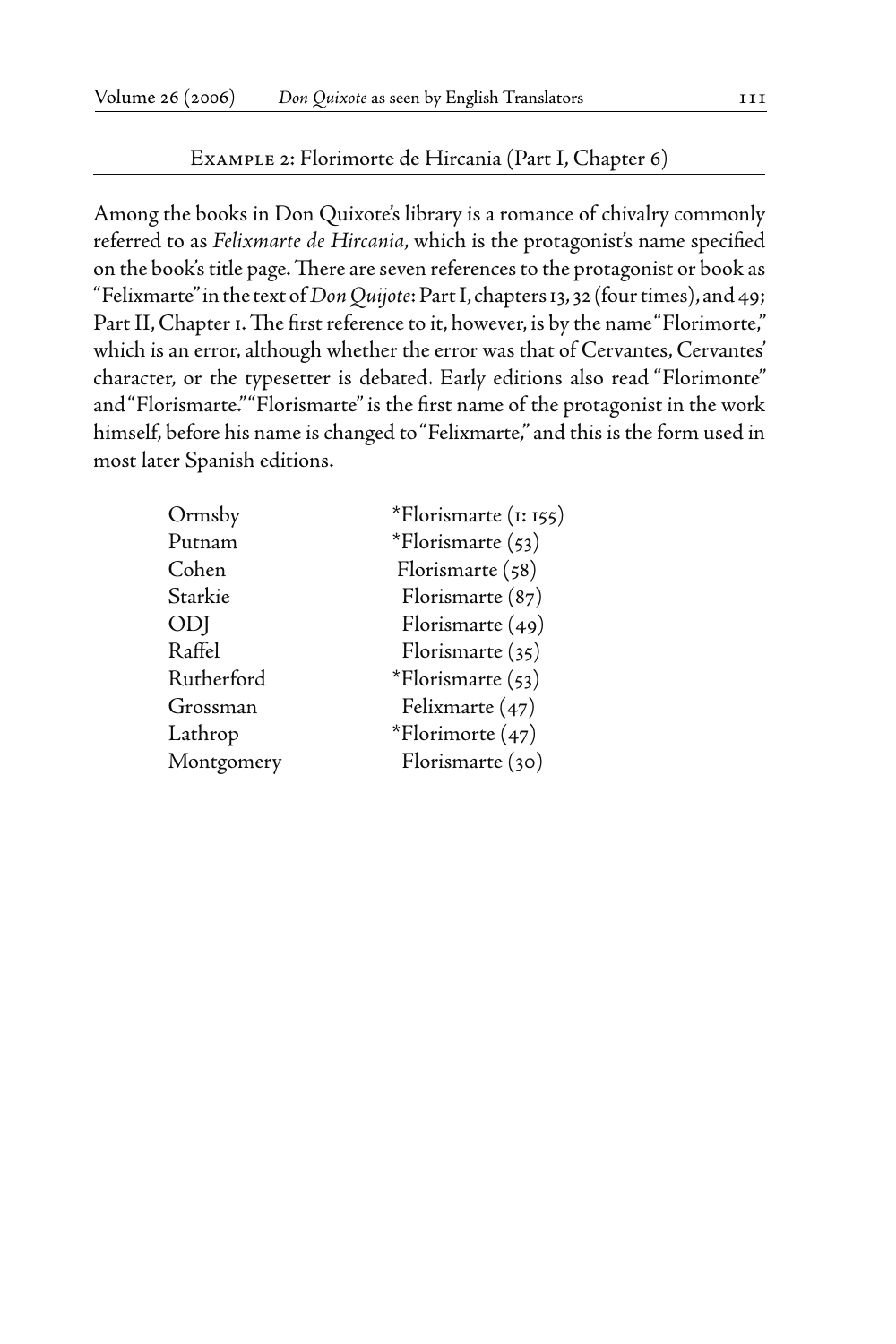### Example 2: Florimorte de Hircania (Part I, Chapter 6)

Among the books in Don Quixote's library is a romance of chivalry commonly referred to as *Felixmarte de Hircania*, which is the protagonist's name specified on the book's title page. There are seven references to the protagonist or book as "Felixmarte" in the text of *Don Quijote*: Part I, chapters 13, 32 (four times), and 49; Part II, Chapter 1. The first reference to it, however, is by the name "Florimorte," which is an error, although whether the error was that of Cervantes, Cervantes' character, or the typesetter is debated. Early editions also read "Florimonte" and "Florismarte." "Florismarte" is the first name of the protagonist in the work himself, before his name is changed to "Felixmarte," and this is the form used in most later Spanish editions.

| | |
|---|---|
| Ormsby | *Florismarte (1: 155) |
| Putnam | *Florismarte (53) |
| Cohen | Florismarte (58) |
| Starkie | Florismarte (87) |
| ODJ | Florismarte (49) |
| Raffel | Florismarte (35) |
| Rutherford | *Florismarte (53) |
| Grossman | Felixmarte (47) |
| Lathrop | *Florimorte (47) |
| Montgomery | Florismarte (30) |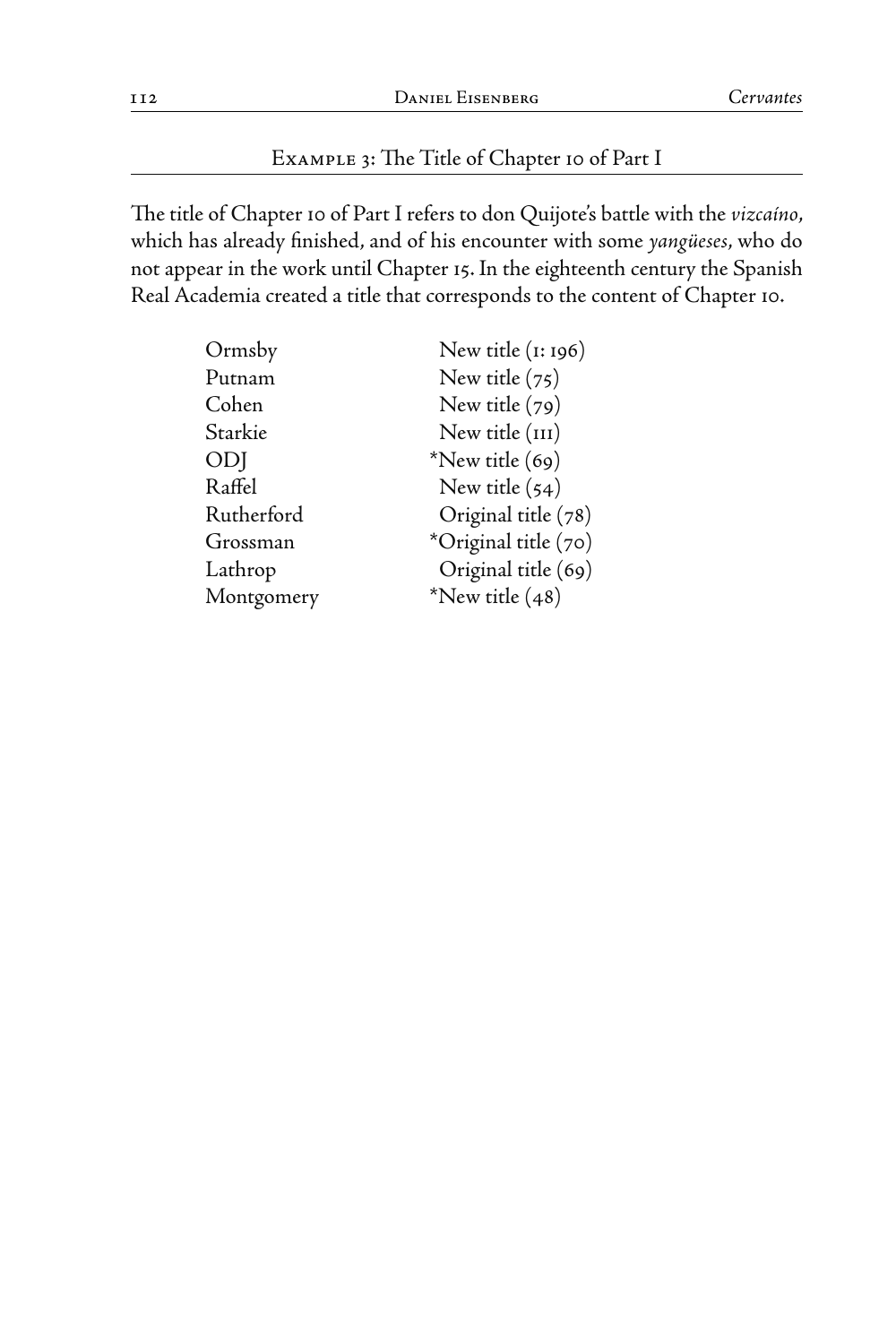## Example 3: The Title of Chapter 10 of Part I

The title of Chapter 10 of Part I refers to don Quijote's battle with the *vizcaíno*, which has already finished, and of his encounter with some *yangüeses*, who do not appear in the work until Chapter 15. In the eighteenth century the Spanish Real Academia created a title that corresponds to the content of Chapter 10.

| | |
|---|---|
| Ormsby | New title (1: 196) |
| Putnam | New title (75) |
| Cohen | New title (79) |
| Starkie | New title (111) |
| ODJ | *New title (69) |
| Raffel | New title (54) |
| Rutherford | Original title (78) |
| Grossman | *Original title (70) |
| Lathrop | Original title (69) |
| Montgomery | *New title (48) |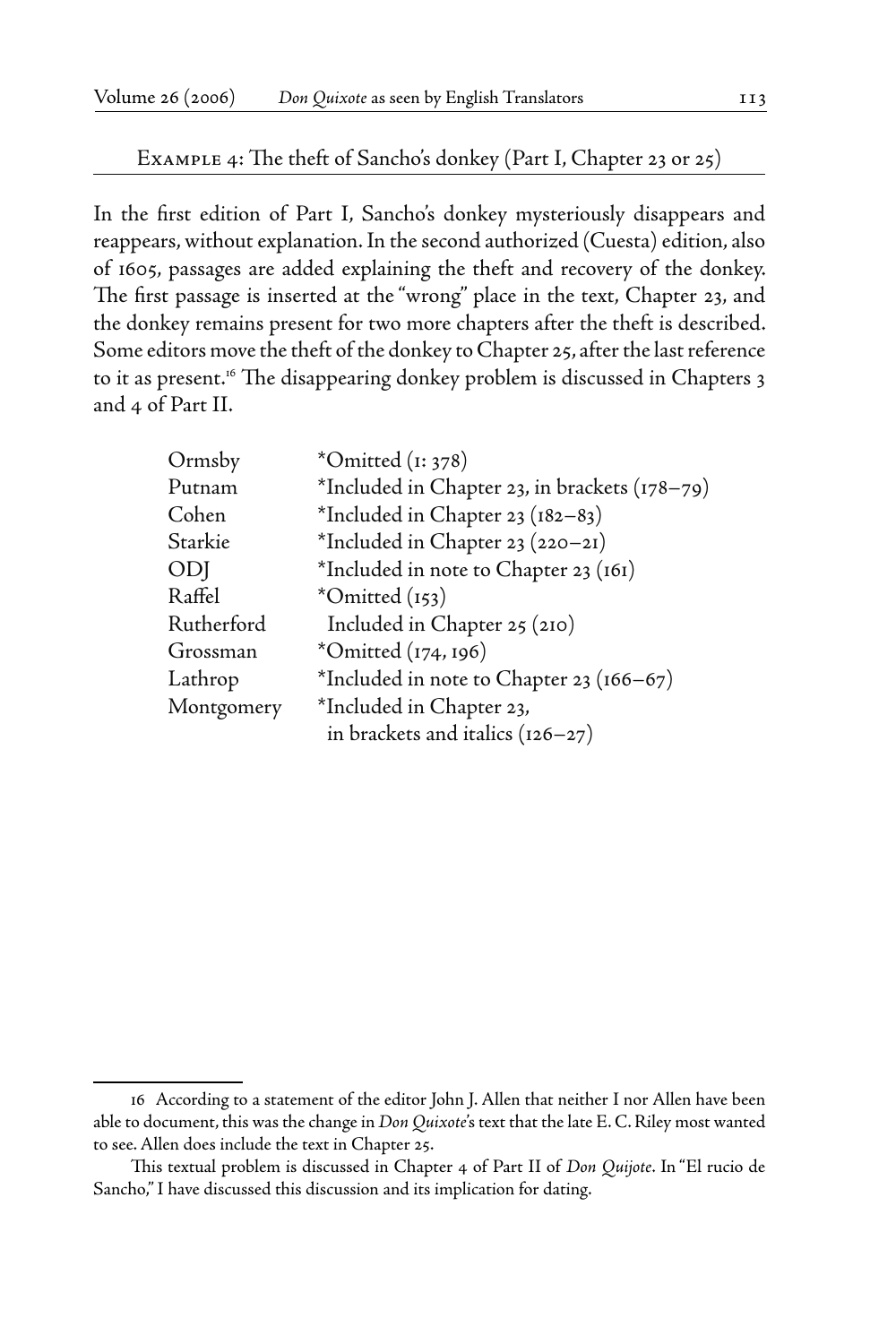Example 4: The theft of Sancho's donkey (Part I, Chapter 23 or 25)

In the first edition of Part I, Sancho's donkey mysteriously disappears and reappears, without explanation. In the second authorized (Cuesta) edition, also of 1605, passages are added explaining the theft and recovery of the donkey. The first passage is inserted at the "wrong" place in the text, Chapter 23, and the donkey remains present for two more chapters after the theft is described. Some editors move the theft of the donkey to Chapter 25, after the last reference to it as present.[16] The disappearing donkey problem is discussed in Chapters 3 and 4 of Part II.

| | |
|---|---|
| Ormsby | *Omitted (1: 378) |
| Putnam | *Included in Chapter 23, in brackets (178–79) |
| Cohen | *Included in Chapter 23 (182–83) |
| Starkie | *Included in Chapter 23 (220–21) |
| ODJ | *Included in note to Chapter 23 (161) |
| Raffel | *Omitted (153) |
| Rutherford | Included in Chapter 25 (210) |
| Grossman | *Omitted (174, 196) |
| Lathrop | *Included in note to Chapter 23 (166–67) |
| Montgomery | *Included in Chapter 23, in brackets and italics (126–27) |

16 According to a statement of the editor John J. Allen that neither I nor Allen have been able to document, this was the change in *Don Quixote*'s text that the late E. C. Riley most wanted to see. Allen does include the text in Chapter 25.

This textual problem is discussed in Chapter 4 of Part II of *Don Quijote*. In "El rucio de Sancho," I have discussed this discussion and its implication for dating.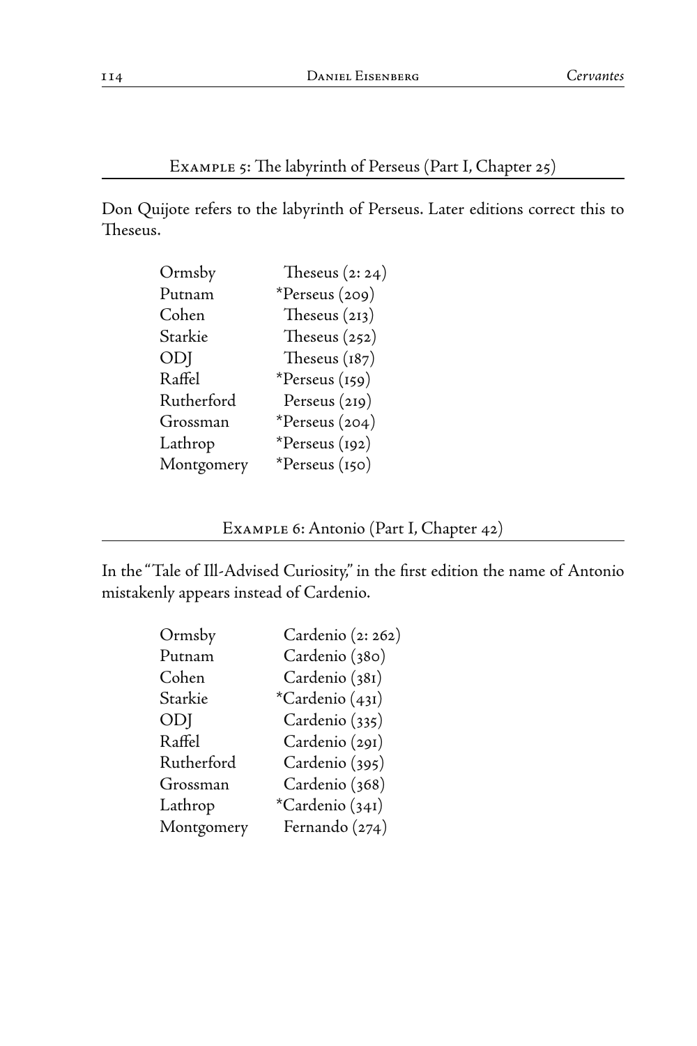### Example 5: The labyrinth of Perseus (Part I, Chapter 25)

Don Quijote refers to the labyrinth of Perseus. Later editions correct this to Theseus.

| | |
|---|---|
| Ormsby | Theseus (2: 24) |
| Putnam | *Perseus (209) |
| Cohen | Theseus (213) |
| Starkie | Theseus (252) |
| ODJ | Theseus (187) |
| Raffel | *Perseus (159) |
| Rutherford | Perseus (219) |
| Grossman | *Perseus (204) |
| Lathrop | *Perseus (192) |
| Montgomery | *Perseus (150) |

### Example 6: Antonio (Part I, Chapter 42)

In the "Tale of Ill-Advised Curiosity," in the first edition the name of Antonio mistakenly appears instead of Cardenio.

| | |
|---|---|
| Ormsby | Cardenio (2: 262) |
| Putnam | Cardenio (380) |
| Cohen | Cardenio (381) |
| Starkie | *Cardenio (431) |
| ODJ | Cardenio (335) |
| Raffel | Cardenio (291) |
| Rutherford | Cardenio (395) |
| Grossman | Cardenio (368) |
| Lathrop | *Cardenio (341) |
| Montgomery | Fernando (274) |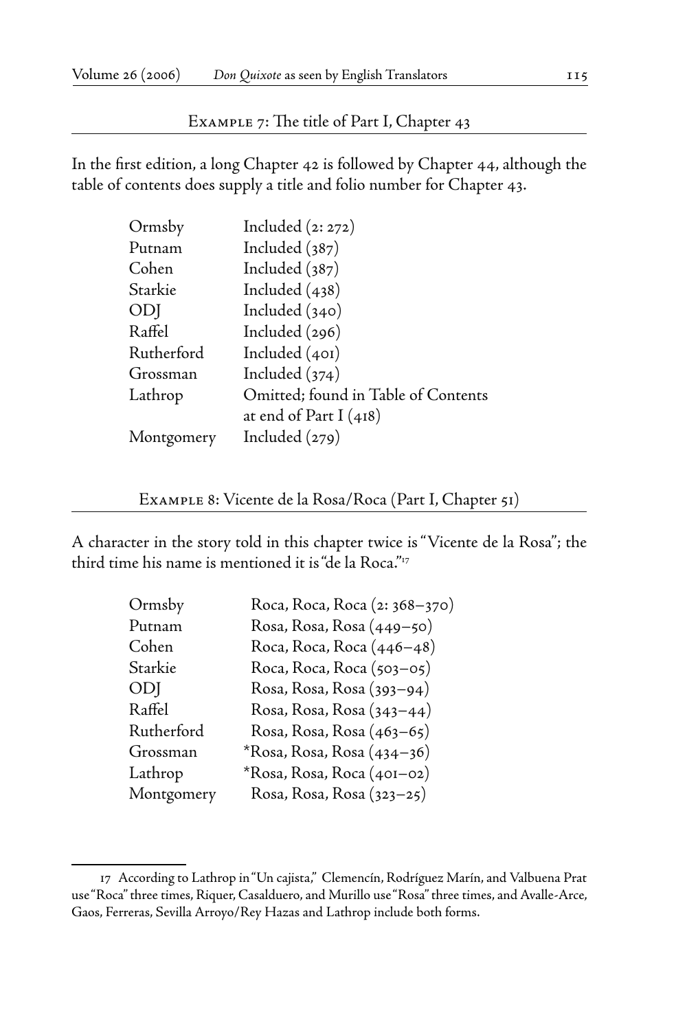### Example 7: The title of Part I, Chapter 43

In the first edition, a long Chapter 42 is followed by Chapter 44, although the table of contents does supply a title and folio number for Chapter 43.

| | |
|---|---|
| Ormsby | Included (2: 272) |
| Putnam | Included (387) |
| Cohen | Included (387) |
| Starkie | Included (438) |
| ODJ | Included (340) |
| Raffel | Included (296) |
| Rutherford | Included (401) |
| Grossman | Included (374) |
| Lathrop | Omitted; found in Table of Contents at end of Part I (418) |
| Montgomery | Included (279) |

### Example 8: Vicente de la Rosa/Roca (Part I, Chapter 51)

A character in the story told in this chapter twice is "Vicente de la Rosa"; the third time his name is mentioned it is "de la Roca."[17]

| | |
|---|---|
| Ormsby | Roca, Roca, Roca (2: 368–370) |
| Putnam | Rosa, Rosa, Rosa (449–50) |
| Cohen | Roca, Roca, Roca (446–48) |
| Starkie | Roca, Roca, Roca (503–05) |
| ODJ | Rosa, Rosa, Rosa (393–94) |
| Raffel | Rosa, Rosa, Rosa (343–44) |
| Rutherford | Rosa, Rosa, Rosa (463–65) |
| Grossman | *Rosa, Rosa, Rosa (434–36) |
| Lathrop | *Rosa, Rosa, Roca (401–02) |
| Montgomery | Rosa, Rosa, Rosa (323–25) |

17 According to Lathrop in "Un cajista," Clemencín, Rodríguez Marín, and Valbuena Prat use "Roca" three times, Riquer, Casalduero, and Murillo use "Rosa" three times, and Avalle-Arce, Gaos, Ferreras, Sevilla Arroyo/Rey Hazas and Lathrop include both forms.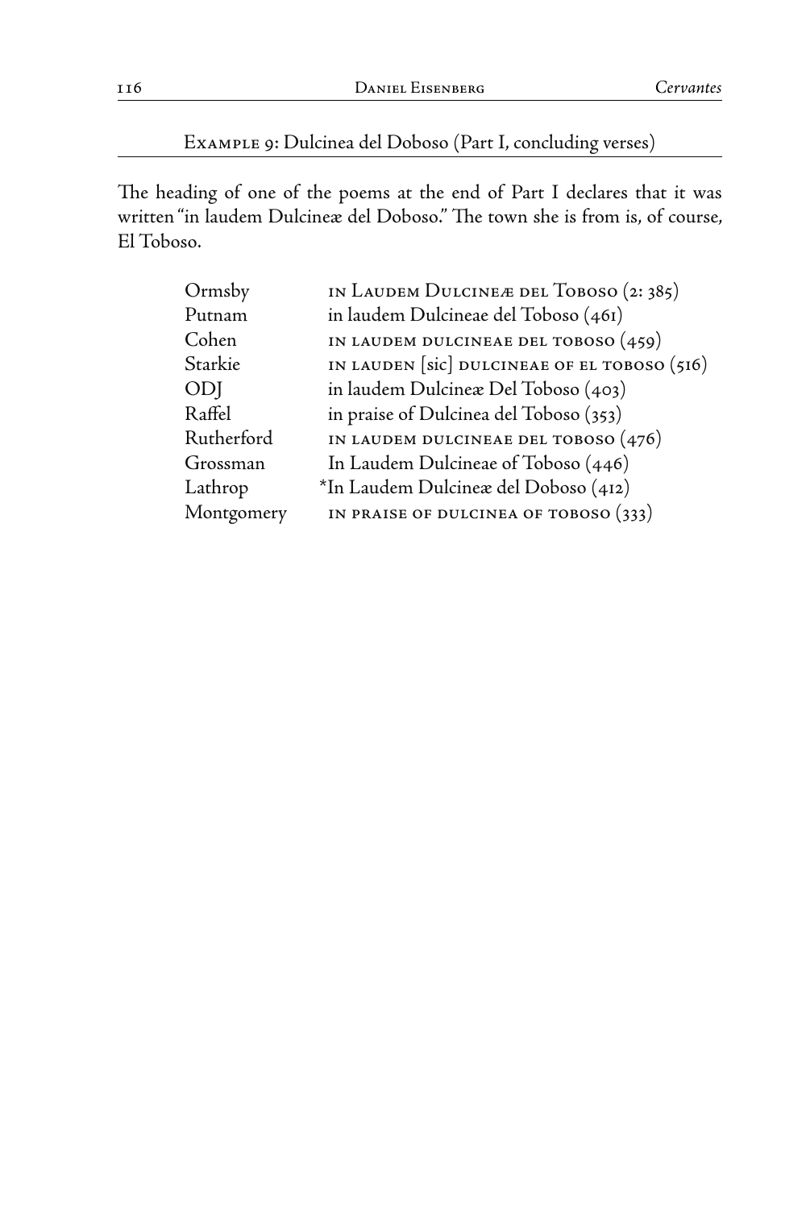### Example 9: Dulcinea del Doboso (Part I, concluding verses)

The heading of one of the poems at the end of Part I declares that it was written "in laudem Dulcineæ del Doboso." The town she is from is, of course, El Toboso.

| | |
|---|---|
| Ormsby | IN LAUDEM DULCINEÆ DEL TOBOSO (2: 385) |
| Putnam | in laudem Dulcineae del Toboso (461) |
| Cohen | IN LAUDEM DULCINEAE DEL TOBOSO (459) |
| Starkie | IN LAUDEN [sic] DULCINEAE OF EL TOBOSO (516) |
| ODJ | in laudem Dulcineæ Del Toboso (403) |
| Raffel | in praise of Dulcinea del Toboso (353) |
| Rutherford | IN LAUDEM DULCINEAE DEL TOBOSO (476) |
| Grossman | In Laudem Dulcineae of Toboso (446) |
| Lathrop | *In Laudem Dulcineæ del Doboso (412) |
| Montgomery | IN PRAISE OF DULCINEA OF TOBOSO (333) |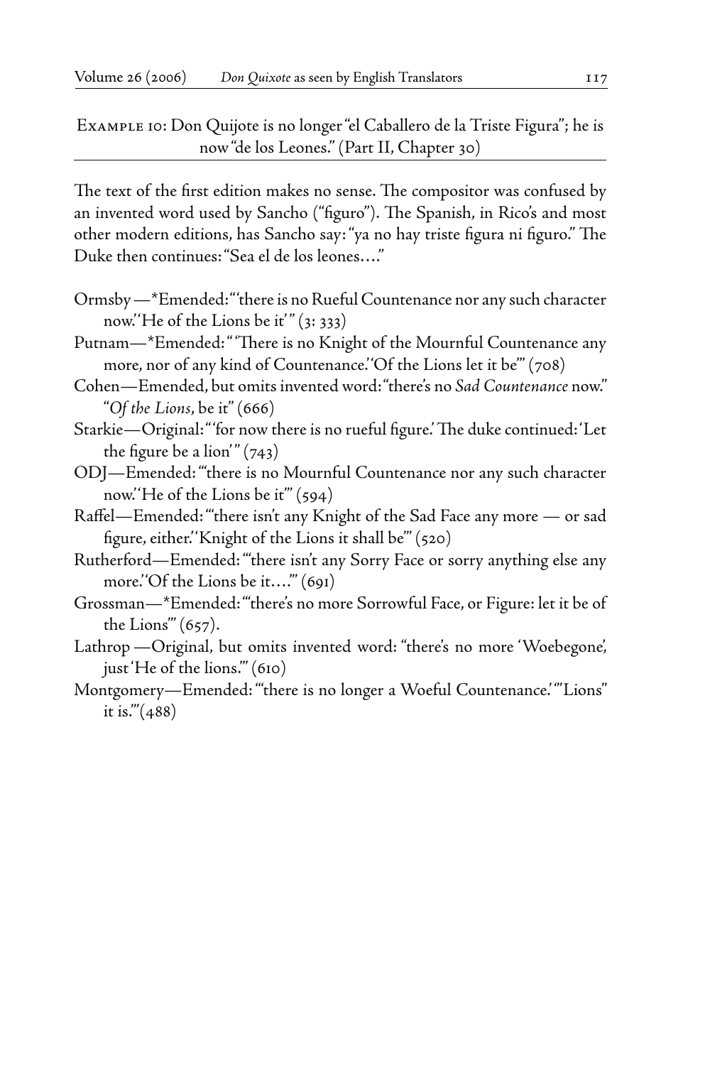Example 10: Don Quijote is no longer "el Caballero de la Triste Figura"; he is now "de los Leones." (Part II, Chapter 30)

The text of the first edition makes no sense. The compositor was confused by an invented word used by Sancho ("figuro"). The Spanish, in Rico's and most other modern editions, has Sancho say: "ya no hay triste figura ni figuro." The Duke then continues: "Sea el de los leones…."

- Ormsby—*Emended: "'there is no Rueful Countenance nor any such character now.' 'He of the Lions be it'" (3: 333)
- Putnam—*Emended: "'There is no Knight of the Mournful Countenance any more, nor of any kind of Countenance.' 'Of the Lions let it be'" (708)
- Cohen—Emended, but omits invented word: "there's no *Sad Countenance* now." "*Of the Lions*, be it" (666)
- Starkie—Original: "'for now there is no rueful figure.' The duke continued: 'Let the figure be a lion'" (743)
- ODJ—Emended: "'there is no Mournful Countenance nor any such character now.' 'He of the Lions be it'" (594)
- Raffel—Emended: "'there isn't any Knight of the Sad Face any more — or sad figure, either.' 'Knight of the Lions it shall be'" (520)
- Rutherford—Emended: "'there isn't any Sorry Face or sorry anything else any more.' 'Of the Lions be it….'" (691)
- Grossman—*Emended: "'there's no more Sorrowful Face, or Figure: let it be of the Lions'" (657).
- Lathrop —Original, but omits invented word: "there's no more 'Woebegone', just 'He of the lions.'" (610)
- Montgomery—Emended: "'there is no longer a Woeful Countenance.' '"Lions" it is.'"(488)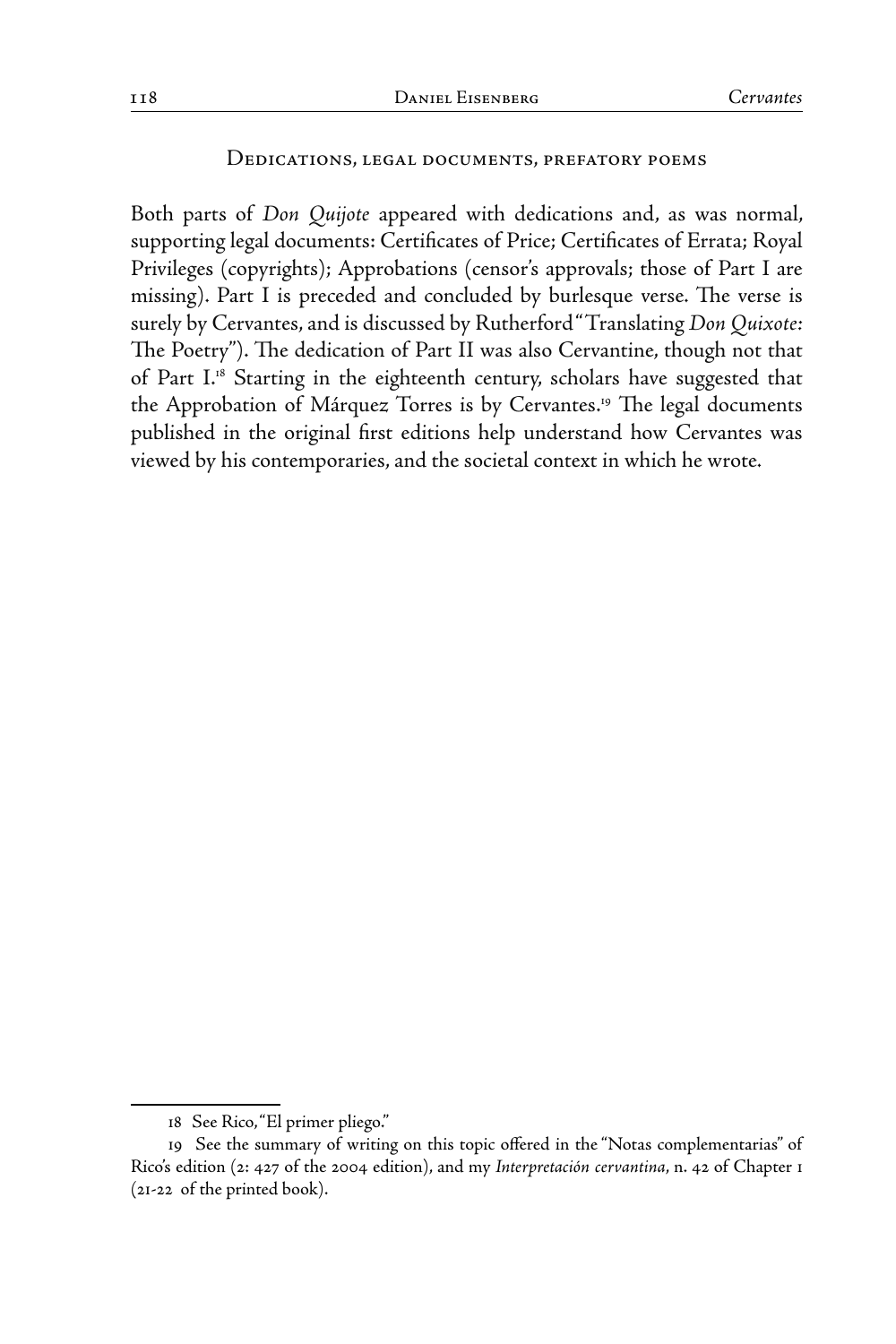## Dedications, legal documents, prefatory poems

Both parts of *Don Quijote* appeared with dedications and, as was normal, supporting legal documents: Certificates of Price; Certificates of Errata; Royal Privileges (copyrights); Approbations (censor's approvals; those of Part I are missing). Part I is preceded and concluded by burlesque verse. The verse is surely by Cervantes, and is discussed by Rutherford "Translating *Don Quixote:* The Poetry"). The dedication of Part II was also Cervantine, though not that of Part I.[18] Starting in the eighteenth century, scholars have suggested that the Approbation of Márquez Torres is by Cervantes.[19] The legal documents published in the original first editions help understand how Cervantes was viewed by his contemporaries, and the societal context in which he wrote.

---

18 See Rico, "El primer pliego."

19 See the summary of writing on this topic offered in the "Notas complementarias" of Rico's edition (2: 427 of the 2004 edition), and my *Interpretación cervantina*, n. 42 of Chapter 1 (21-22 of the printed book).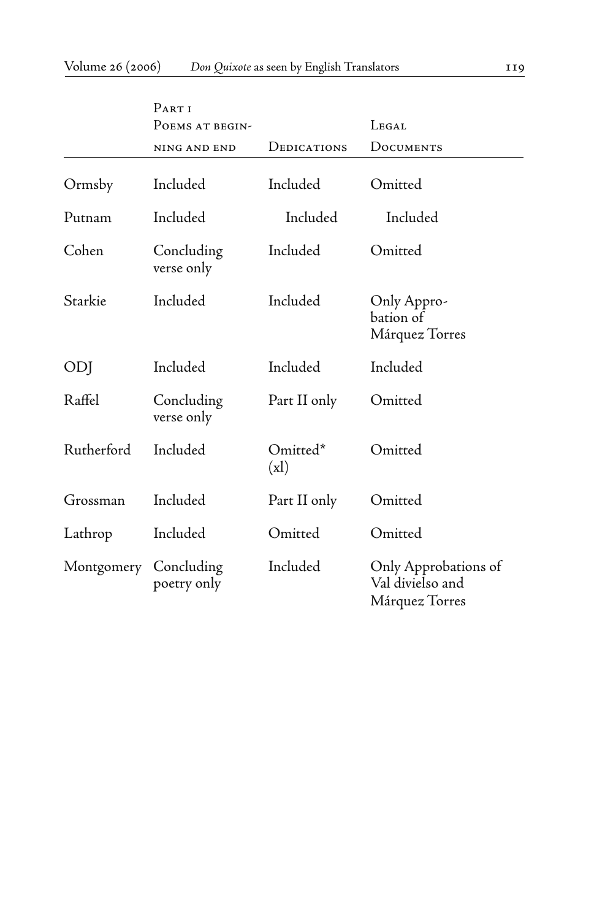| | Part I Poems at beginning and end | Dedications | Legal Documents |
|---|---|---|---|
| Ormsby | Included | Included | Omitted |
| Putnam | Included | Included | Included |
| Cohen | Concluding verse only | Included | Omitted |
| Starkie | Included | Included | Only Approbation of Márquez Torres |
| ODJ | Included | Included | Included |
| Raffel | Concluding verse only | Part II only | Omitted |
| Rutherford | Included | Omitted* (xl) | Omitted |
| Grossman | Included | Part II only | Omitted |
| Lathrop | Included | Omitted | Omitted |
| Montgomery | Concluding poetry only | Included | Only Approbations of Val divielso and Márquez Torres |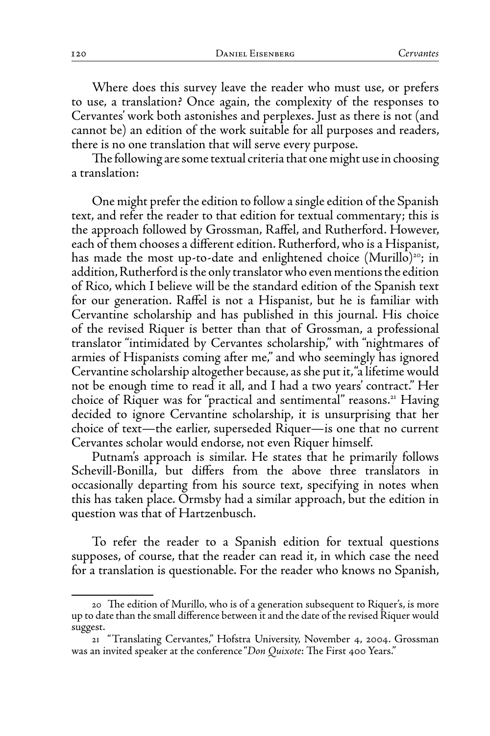Where does this survey leave the reader who must use, or prefers to use, a translation? Once again, the complexity of the responses to Cervantes' work both astonishes and perplexes. Just as there is not (and cannot be) an edition of the work suitable for all purposes and readers, there is no one translation that will serve every purpose.

The following are some textual criteria that one might use in choosing a translation:

One might prefer the edition to follow a single edition of the Spanish text, and refer the reader to that edition for textual commentary; this is the approach followed by Grossman, Raffel, and Rutherford. However, each of them chooses a different edition. Rutherford, who is a Hispanist, has made the most up-to-date and enlightened choice (Murillo)[20]; in addition, Rutherford is the only translator who even mentions the edition of Rico, which I believe will be the standard edition of the Spanish text for our generation. Raffel is not a Hispanist, but he is familiar with Cervantine scholarship and has published in this journal. His choice of the revised Riquer is better than that of Grossman, a professional translator "intimidated by Cervantes scholarship," with "nightmares of armies of Hispanists coming after me," and who seemingly has ignored Cervantine scholarship altogether because, as she put it, "a lifetime would not be enough time to read it all, and I had a two years' contract." Her choice of Riquer was for "practical and sentimental" reasons.[21] Having decided to ignore Cervantine scholarship, it is unsurprising that her choice of text—the earlier, superseded Riquer—is one that no current Cervantes scholar would endorse, not even Riquer himself.

Putnam's approach is similar. He states that he primarily follows Schevill-Bonilla, but differs from the above three translators in occasionally departing from his source text, specifying in notes when this has taken place. Ormsby had a similar approach, but the edition in question was that of Hartzenbusch.

To refer the reader to a Spanish edition for textual questions supposes, of course, that the reader can read it, in which case the need for a translation is questionable. For the reader who knows no Spanish,

---

20 The edition of Murillo, who is of a generation subsequent to Riquer's, is more up to date than the small difference between it and the date of the revised Riquer would suggest.

21 "Translating Cervantes," Hofstra University, November 4, 2004. Grossman was an invited speaker at the conference "*Don Quixote*: The First 400 Years."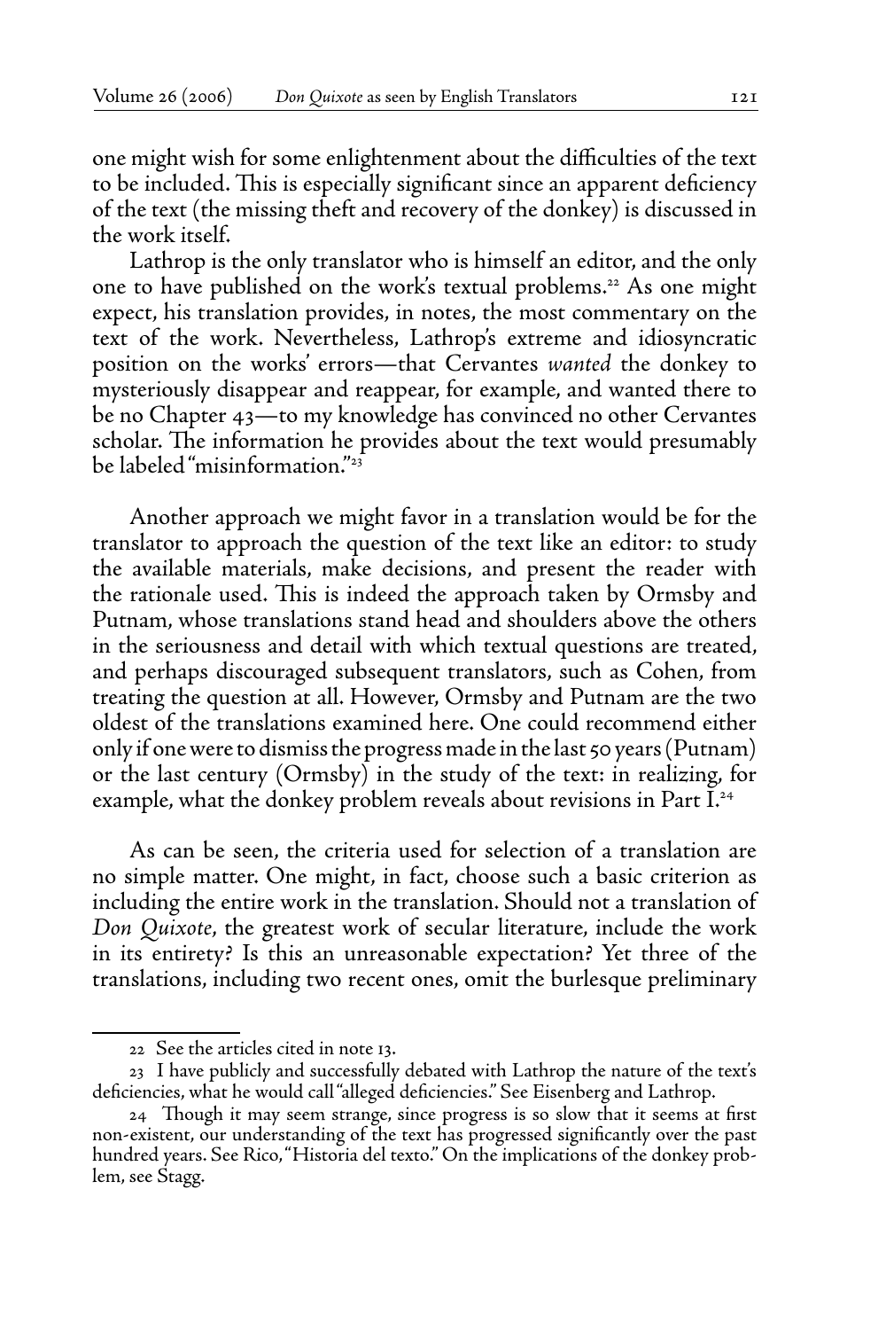one might wish for some enlightenment about the difficulties of the text to be included. This is especially significant since an apparent deficiency of the text (the missing theft and recovery of the donkey) is discussed in the work itself.

Lathrop is the only translator who is himself an editor, and the only one to have published on the work's textual problems.[22] As one might expect, his translation provides, in notes, the most commentary on the text of the work. Nevertheless, Lathrop's extreme and idiosyncratic position on the works' errors—that Cervantes *wanted* the donkey to mysteriously disappear and reappear, for example, and wanted there to be no Chapter 43—to my knowledge has convinced no other Cervantes scholar. The information he provides about the text would presumably be labeled "misinformation."[23]

Another approach we might favor in a translation would be for the translator to approach the question of the text like an editor: to study the available materials, make decisions, and present the reader with the rationale used. This is indeed the approach taken by Ormsby and Putnam, whose translations stand head and shoulders above the others in the seriousness and detail with which textual questions are treated, and perhaps discouraged subsequent translators, such as Cohen, from treating the question at all. However, Ormsby and Putnam are the two oldest of the translations examined here. One could recommend either only if one were to dismiss the progress made in the last 50 years (Putnam) or the last century (Ormsby) in the study of the text: in realizing, for example, what the donkey problem reveals about revisions in Part I.[24]

As can be seen, the criteria used for selection of a translation are no simple matter. One might, in fact, choose such a basic criterion as including the entire work in the translation. Should not a translation of *Don Quixote*, the greatest work of secular literature, include the work in its entirety? Is this an unreasonable expectation? Yet three of the translations, including two recent ones, omit the burlesque preliminary

---

22 See the articles cited in note 13.

23 I have publicly and successfully debated with Lathrop the nature of the text's deficiencies, what he would call "alleged deficiencies." See Eisenberg and Lathrop.

24 Though it may seem strange, since progress is so slow that it seems at first non-existent, our understanding of the text has progressed significantly over the past hundred years. See Rico, "Historia del texto." On the implications of the donkey problem, see Stagg.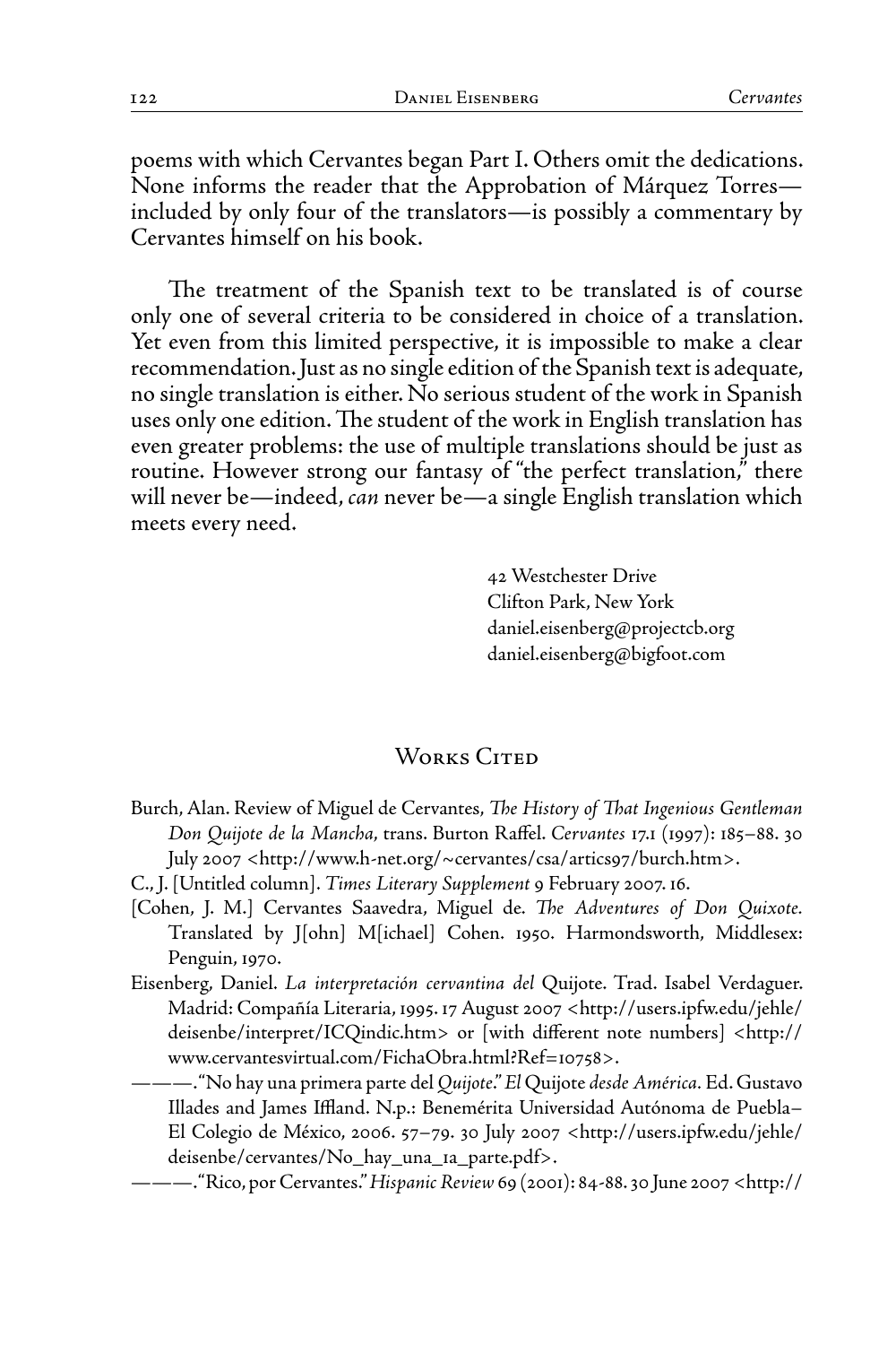poems with which Cervantes began Part I. Others omit the dedications. None informs the reader that the Approbation of Márquez Torres—included by only four of the translators—is possibly a commentary by Cervantes himself on his book.

The treatment of the Spanish text to be translated is of course only one of several criteria to be considered in choice of a translation. Yet even from this limited perspective, it is impossible to make a clear recommendation. Just as no single edition of the Spanish text is adequate, no single translation is either. No serious student of the work in Spanish uses only one edition. The student of the work in English translation has even greater problems: the use of multiple translations should be just as routine. However strong our fantasy of "the perfect translation," there will never be—indeed, *can* never be—a single English translation which meets every need.

42 Westchester Drive
Clifton Park, New York
daniel.eisenberg@projectcb.org
daniel.eisenberg@bigfoot.com

## Works Cited

Burch, Alan. Review of Miguel de Cervantes, *The History of That Ingenious Gentleman Don Quijote de la Mancha,* trans. Burton Raffel. *Cervantes* 17.1 (1997): 185–88. 30 July 2007 <http://www.h-net.org/~cervantes/csa/artics97/burch.htm>.

C., J. [Untitled column]. *Times Literary Supplement* 9 February 2007. 16.

[Cohen, J. M.] Cervantes Saavedra, Miguel de. *The Adventures of Don Quixote.* Translated by J[ohn] M[ichael] Cohen. 1950. Harmondsworth, Middlesex: Penguin, 1970.

Eisenberg, Daniel. *La interpretación cervantina del* Quijote. Trad. Isabel Verdaguer. Madrid: Compañía Literaria, 1995. 17 August 2007 <http://users.ipfw.edu/jehle/deisenbe/interpret/ICQindic.htm> or [with different note numbers] <http://www.cervantesvirtual.com/FichaObra.html?Ref=10758>.

———. "No hay una primera parte del *Quijote*." *El* Quijote *desde América*. Ed. Gustavo Illades and James Iffland. N.p.: Benemérita Universidad Autónoma de Puebla–El Colegio de México, 2006. 57–79. 30 July 2007 <http://users.ipfw.edu/jehle/deisenbe/cervantes/No_hay_una_1a_parte.pdf>.

———. "Rico, por Cervantes." *Hispanic Review* 69 (2001): 84-88. 30 June 2007 <http://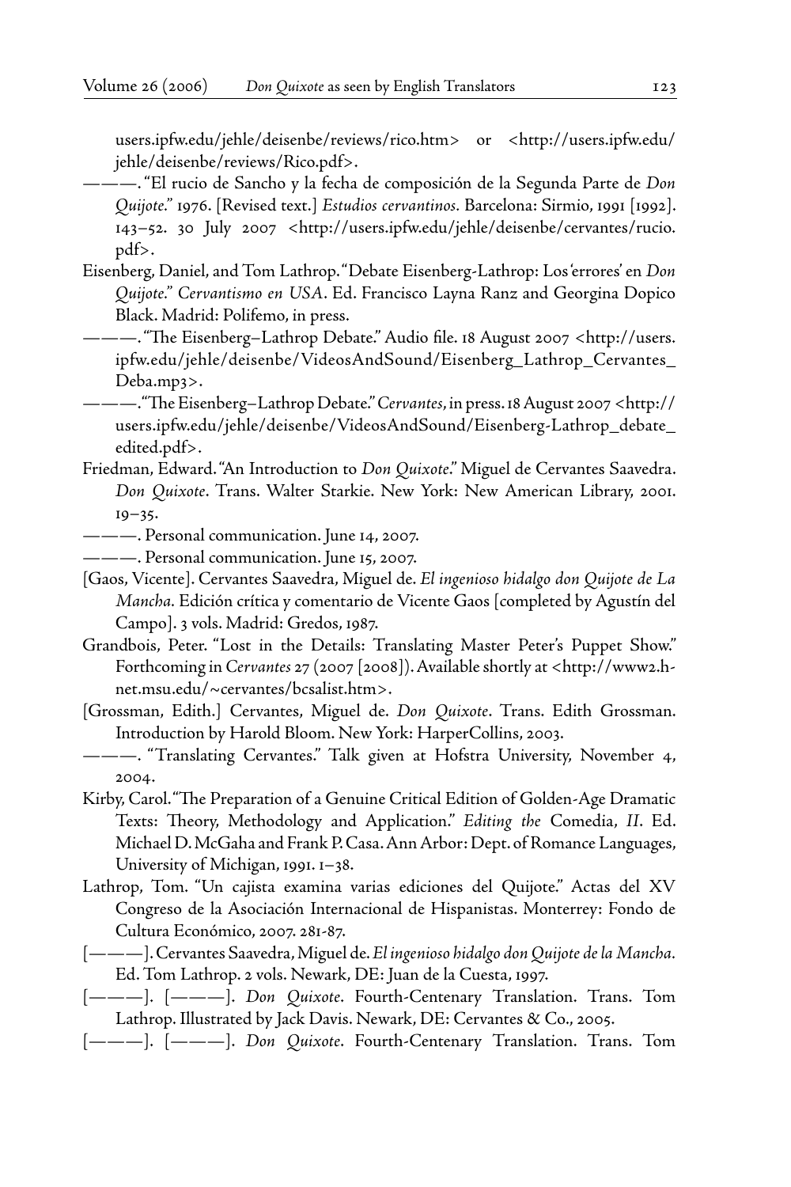users.ipfw.edu/jehle/deisenbe/reviews/rico.htm> or <http://users.ipfw.edu/jehle/deisenbe/reviews/Rico.pdf>.

———. "El rucio de Sancho y la fecha de composición de la Segunda Parte de *Don Quijote*." 1976. [Revised text.] *Estudios cervantinos*. Barcelona: Sirmio, 1991 [1992]. 143–52. 30 July 2007 <http://users.ipfw.edu/jehle/deisenbe/cervantes/rucio.pdf>.

Eisenberg, Daniel, and Tom Lathrop. "Debate Eisenberg-Lathrop: Los 'errores' en *Don Quijote*." *Cervantismo en USA*. Ed. Francisco Layna Ranz and Georgina Dopico Black. Madrid: Polifemo, in press.

———. "The Eisenberg–Lathrop Debate." Audio file. 18 August 2007 <http://users.ipfw.edu/jehle/deisenbe/VideosAndSound/Eisenberg_Lathrop_Cervantes_Deba.mp3>.

———. "The Eisenberg–Lathrop Debate." *Cervantes*, in press. 18 August 2007 <http://users.ipfw.edu/jehle/deisenbe/VideosAndSound/Eisenberg-Lathrop_debate_edited.pdf>.

Friedman, Edward. "An Introduction to *Don Quixote*." Miguel de Cervantes Saavedra. *Don Quixote*. Trans. Walter Starkie. New York: New American Library, 2001. 19–35.

———. Personal communication. June 14, 2007.

———. Personal communication. June 15, 2007.

[Gaos, Vicente]. Cervantes Saavedra, Miguel de. *El ingenioso hidalgo don Quijote de La Mancha*. Edición crítica y comentario de Vicente Gaos [completed by Agustín del Campo]. 3 vols. Madrid: Gredos, 1987.

Grandbois, Peter. "Lost in the Details: Translating Master Peter's Puppet Show." Forthcoming in *Cervantes* 27 (2007 [2008]). Available shortly at <http://www2.h-net.msu.edu/~cervantes/bcsalist.htm>.

[Grossman, Edith.] Cervantes, Miguel de. *Don Quixote*. Trans. Edith Grossman. Introduction by Harold Bloom. New York: HarperCollins, 2003.

———. "Translating Cervantes." Talk given at Hofstra University, November 4, 2004.

Kirby, Carol. "The Preparation of a Genuine Critical Edition of Golden-Age Dramatic Texts: Theory, Methodology and Application." *Editing the* Comedia, *II*. Ed. Michael D. McGaha and Frank P. Casa. Ann Arbor: Dept. of Romance Languages, University of Michigan, 1991. 1–38.

Lathrop, Tom. "Un cajista examina varias ediciones del Quijote." Actas del XV Congreso de la Asociación Internacional de Hispanistas. Monterrey: Fondo de Cultura Económico, 2007. 281-87.

[———]. Cervantes Saavedra, Miguel de. *El ingenioso hidalgo don Quijote de la Mancha*. Ed. Tom Lathrop. 2 vols. Newark, DE: Juan de la Cuesta, 1997.

[———]. [———]. *Don Quixote*. Fourth-Centenary Translation. Trans. Tom Lathrop. Illustrated by Jack Davis. Newark, DE: Cervantes & Co., 2005.

[———]. [———]. *Don Quixote*. Fourth-Centenary Translation. Trans. Tom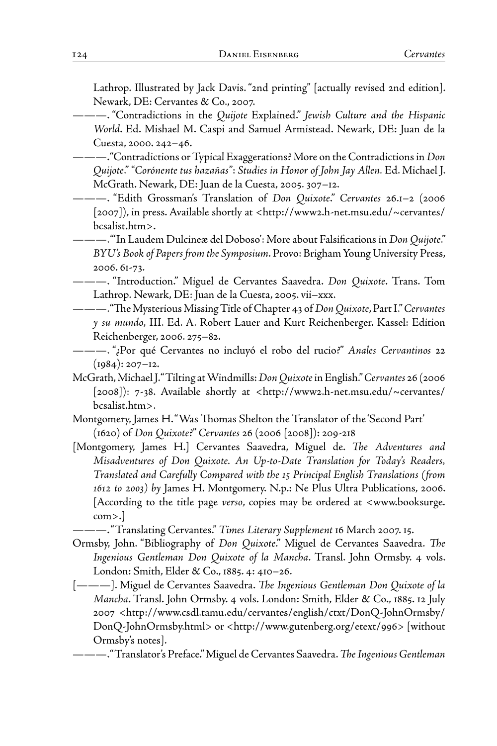Lathrop. Illustrated by Jack Davis. "2nd printing" [actually revised 2nd edition]. Newark, DE: Cervantes & Co., 2007.

———. "Contradictions in the *Quijote* Explained." *Jewish Culture and the Hispanic World*. Ed. Mishael M. Caspi and Samuel Armistead. Newark, DE: Juan de la Cuesta, 2000. 242–46.

———."Contradictions or Typical Exaggerations? More on the Contradictions in *Don Quijote*." *"Corónente tus hazañas": Studies in Honor of John Jay Allen*. Ed. Michael J. McGrath. Newark, DE: Juan de la Cuesta, 2005. 307–12.

———. "Edith Grossman's Translation of *Don Quixote*." *Cervantes* 26.1–2 (2006 [2007]), in press. Available shortly at <http://www2.h-net.msu.edu/~cervantes/bcsalist.htm>.

———."'In Laudem Dulcineæ del Doboso': More about Falsifications in *Don Quijote*." *BYU's Book of Papers from the Symposium*. Provo: Brigham Young University Press, 2006. 61-73.

———. "Introduction." Miguel de Cervantes Saavedra. *Don Quixote*. Trans. Tom Lathrop. Newark, DE: Juan de la Cuesta, 2005. vii–xxx.

———."The Mysterious Missing Title of Chapter 43 of *Don Quixote*, Part I." *Cervantes y su mundo*, III. Ed. A. Robert Lauer and Kurt Reichenberger. Kassel: Edition Reichenberger, 2006. 275–82.

———. "¿Por qué Cervantes no incluyó el robo del rucio?" *Anales Cervantinos* 22 (1984): 207–12.

McGrath, Michael J. "Tilting at Windmills: *Don Quixote* in English." *Cervantes* 26 (2006 [2008]): 7-38. Available shortly at <http://www2.h-net.msu.edu/~cervantes/bcsalist.htm>.

Montgomery, James H. "Was Thomas Shelton the Translator of the 'Second Part' (1620) of *Don Quixote*?" *Cervantes* 26 (2006 [2008]): 209-218

[Montgomery, James H.] Cervantes Saavedra, Miguel de. *The Adventures and Misadventures of Don Quixote. An Up-to-Date Translation for Today's Readers, Translated and Carefully Compared with the 15 Principal English Translations (from 1612 to 2003) by* James H. Montgomery. N.p.: Ne Plus Ultra Publications, 2006. [According to the title page *verso*, copies may be ordered at <www.booksurge.com>.]

———."Translating Cervantes." *Times Literary Supplement* 16 March 2007. 15.

Ormsby, John. "Bibliography of *Don Quixote*." Miguel de Cervantes Saavedra. *The Ingenious Gentleman Don Quixote of la Mancha*. Transl. John Ormsby. 4 vols. London: Smith, Elder & Co., 1885. 4: 410–26.

[———]. Miguel de Cervantes Saavedra. *The Ingenious Gentleman Don Quixote of la Mancha*. Transl. John Ormsby. 4 vols. London: Smith, Elder & Co., 1885. 12 July 2007 <http://www.csdl.tamu.edu/cervantes/english/ctxt/DonQ-JohnOrmsby/DonQ-JohnOrmsby.html> or <http://www.gutenberg.org/etext/996> [without Ormsby's notes].

———."Translator's Preface." Miguel de Cervantes Saavedra. *The Ingenious Gentleman*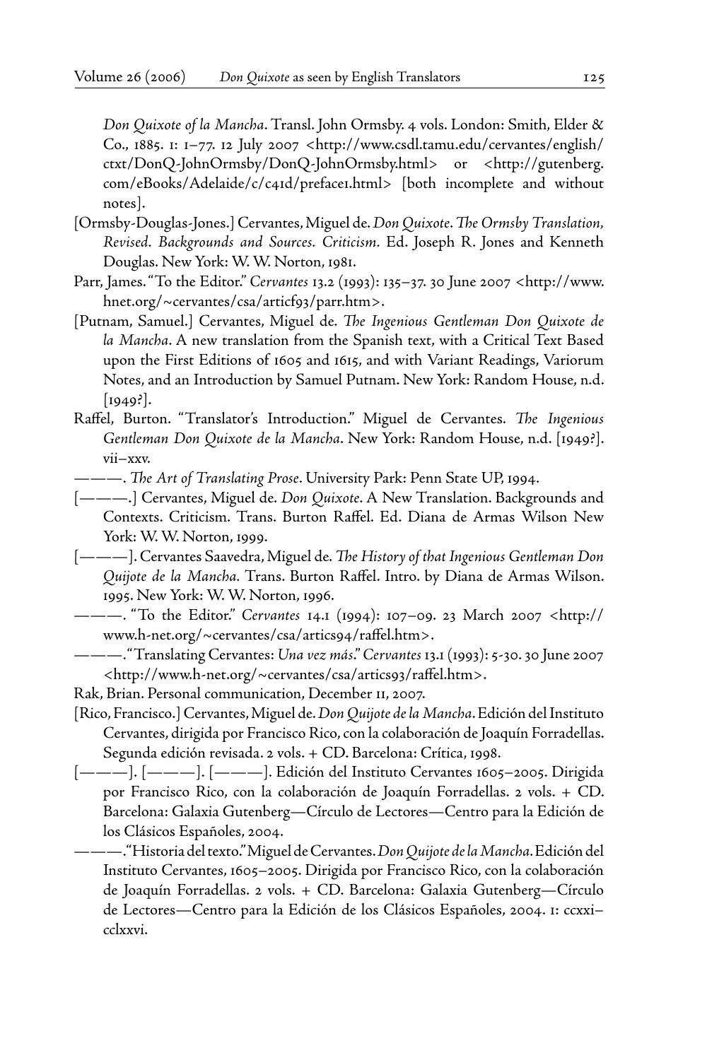*Don Quixote of la Mancha*. Transl. John Ormsby. 4 vols. London: Smith, Elder & Co., 1885. 1: 1–77. 12 July 2007 <http://www.csdl.tamu.edu/cervantes/english/ctxt/DonQ-JohnOrmsby/DonQ-JohnOrmsby.html> or <http://gutenberg.com/eBooks/Adelaide/c/c41d/preface1.html> [both incomplete and without notes].

[Ormsby-Douglas-Jones.] Cervantes, Miguel de. *Don Quixote. The Ormsby Translation, Revised. Backgrounds and Sources. Criticism.* Ed. Joseph R. Jones and Kenneth Douglas. New York: W. W. Norton, 1981.

Parr, James. "To the Editor." *Cervantes* 13.2 (1993): 135–37. 30 June 2007 <http://www.hnet.org/~cervantes/csa/articf93/parr.htm>.

[Putnam, Samuel.] Cervantes, Miguel de. *The Ingenious Gentleman Don Quixote de la Mancha*. A new translation from the Spanish text, with a Critical Text Based upon the First Editions of 1605 and 1615, and with Variant Readings, Variorum Notes, and an Introduction by Samuel Putnam. New York: Random House, n.d. [1949?].

Raffel, Burton. "Translator's Introduction." Miguel de Cervantes. *The Ingenious Gentleman Don Quixote de la Mancha*. New York: Random House, n.d. [1949?]. vii–xxv.

———. *The Art of Translating Prose*. University Park: Penn State UP, 1994.

[———.] Cervantes, Miguel de. *Don Quixote*. A New Translation. Backgrounds and Contexts. Criticism. Trans. Burton Raffel. Ed. Diana de Armas Wilson New York: W. W. Norton, 1999.

[———]. Cervantes Saavedra, Miguel de. *The History of that Ingenious Gentleman Don Quijote de la Mancha*. Trans. Burton Raffel. Intro. by Diana de Armas Wilson. 1995. New York: W. W. Norton, 1996.

———. "To the Editor." *Cervantes* 14.1 (1994): 107–09. 23 March 2007 <http://www.h-net.org/~cervantes/csa/artics94/raffel.htm>.

———. "Translating Cervantes: *Una vez más*." *Cervantes* 13.1 (1993): 5-30. 30 June 2007 <http://www.h-net.org/~cervantes/csa/artics93/raffel.htm>.

Rak, Brian. Personal communication, December 11, 2007.

[Rico, Francisco.] Cervantes, Miguel de. *Don Quijote de la Mancha*. Edición del Instituto Cervantes, dirigida por Francisco Rico, con la colaboración de Joaquín Forradellas. Segunda edición revisada. 2 vols. + CD. Barcelona: Crítica, 1998.

[———]. [———]. [———]. Edición del Instituto Cervantes 1605–2005. Dirigida por Francisco Rico, con la colaboración de Joaquín Forradellas. 2 vols. + CD. Barcelona: Galaxia Gutenberg—Círculo de Lectores—Centro para la Edición de los Clásicos Españoles, 2004.

———. "Historia del texto." Miguel de Cervantes. *Don Quijote de la Mancha*. Edición del Instituto Cervantes, 1605–2005. Dirigida por Francisco Rico, con la colaboración de Joaquín Forradellas. 2 vols. + CD. Barcelona: Galaxia Gutenberg—Círculo de Lectores—Centro para la Edición de los Clásicos Españoles, 2004. 1: ccxxi–cclxxvi.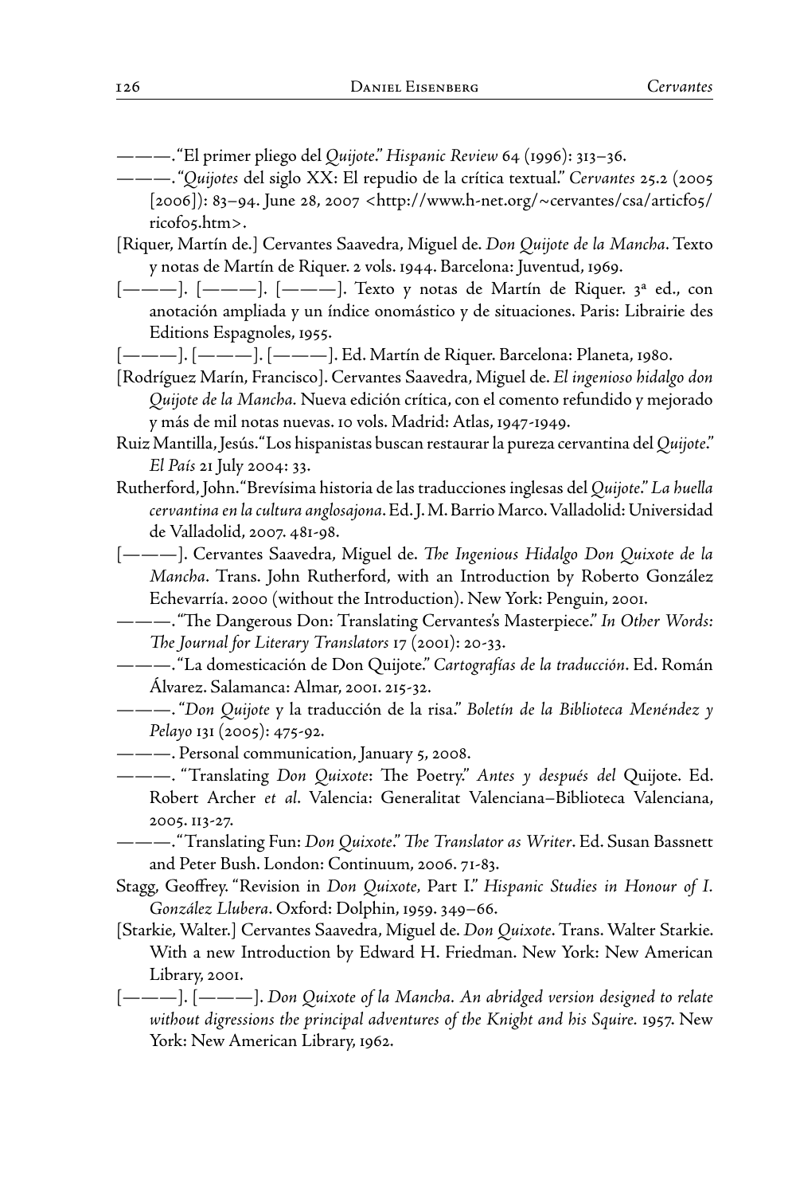———. "El primer pliego del *Quijote*." *Hispanic Review* 64 (1996): 313–36.

———. "*Quijotes* del siglo XX: El repudio de la crítica textual." *Cervantes* 25.2 (2005 [2006]): 83–94. June 28, 2007 <http://www.h-net.org/~cervantes/csa/articf05/ricof05.htm>.

[Riquer, Martín de.] Cervantes Saavedra, Miguel de. *Don Quijote de la Mancha*. Texto y notas de Martín de Riquer. 2 vols. 1944. Barcelona: Juventud, 1969.

[———]. [———]. [———]. Texto y notas de Martín de Riquer. 3ª ed., con anotación ampliada y un índice onomástico y de situaciones. Paris: Librairie des Editions Espagnoles, 1955.

[———]. [———]. [———]. Ed. Martín de Riquer. Barcelona: Planeta, 1980.

[Rodríguez Marín, Francisco]. Cervantes Saavedra, Miguel de. *El ingenioso hidalgo don Quijote de la Mancha*. Nueva edición crítica, con el comento refundido y mejorado y más de mil notas nuevas. 10 vols. Madrid: Atlas, 1947-1949.

Ruiz Mantilla, Jesús. "Los hispanistas buscan restaurar la pureza cervantina del *Quijote*." *El País* 21 July 2004: 33.

Rutherford, John. "Brevísima historia de las traducciones inglesas del *Quijote*." *La huella cervantina en la cultura anglosajona*. Ed. J. M. Barrio Marco. Valladolid: Universidad de Valladolid, 2007. 481-98.

[———]. Cervantes Saavedra, Miguel de. *The Ingenious Hidalgo Don Quixote de la Mancha*. Trans. John Rutherford, with an Introduction by Roberto González Echevarría. 2000 (without the Introduction). New York: Penguin, 2001.

———. "The Dangerous Don: Translating Cervantes's Masterpiece." *In Other Words: The Journal for Literary Translators* 17 (2001): 20-33.

———. "La domesticación de Don Quijote." *Cartografías de la traducción*. Ed. Román Álvarez. Salamanca: Almar, 2001. 215-32.

———. "*Don Quijote* y la traducción de la risa." *Boletín de la Biblioteca Menéndez y Pelayo* 131 (2005): 475-92.

———. Personal communication, January 5, 2008.

———. "Translating *Don Quixote*: The Poetry." *Antes y después del* Quijote. Ed. Robert Archer *et al*. Valencia: Generalitat Valenciana–Biblioteca Valenciana, 2005. 113-27.

———. "Translating Fun: *Don Quixote*." *The Translator as Writer*. Ed. Susan Bassnett and Peter Bush. London: Continuum, 2006. 71-83.

Stagg, Geoffrey. "Revision in *Don Quixote*, Part I." *Hispanic Studies in Honour of I. González Llubera*. Oxford: Dolphin, 1959. 349–66.

[Starkie, Walter.] Cervantes Saavedra, Miguel de. *Don Quixote*. Trans. Walter Starkie. With a new Introduction by Edward H. Friedman. New York: New American Library, 2001.

[———]. [———]. *Don Quixote of la Mancha. An abridged version designed to relate without digressions the principal adventures of the Knight and his Squire.* 1957. New York: New American Library, 1962.